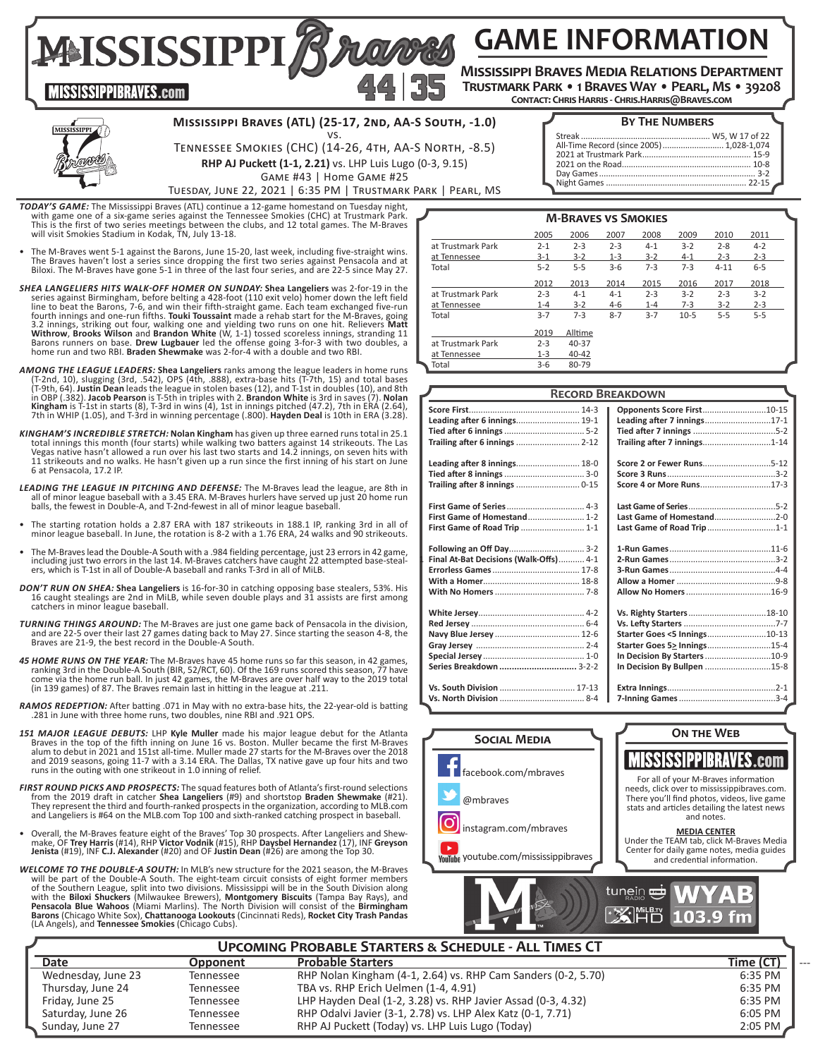# MISSISSIPPI Braves — GAME INFORMATION

**Mississippi Braves Media Relations Department**
**Trustmark Park • 1 Braves Way • Pearl, MS • 39208**
**Contact: Chris Harris - Chris.Harris@Braves.com**

MISSISSIPPIBRAVES.com

## Mississippi Braves (ATL) (25-17, 2nd, AA-S South, -1.0)
vs.
## Tennessee Smokies (CHC) (14-26, 4th, AA-S North, -8.5)

**RHP AJ Puckett (1-1, 2.21)** vs. LHP Luis Lugo (0-3, 9.15)
Game #43 | Home Game #25
Tuesday, June 22, 2021 | 6:35 PM | Trustmark Park | Pearl, MS

### By The Numbers

| | |
|---|---|
| Streak | W5, W 17 of 22 |
| All-Time Record (since 2005) | 1,028-1,074 |
| 2021 at Trustmark Park | 15-9 |
| 2021 on the Road | 10-8 |
| Day Games | 3-2 |
| Night Games | 22-15 |

***TODAY'S GAME:*** The Mississippi Braves (ATL) continue a 12-game homestand on Tuesday night, with game one of a six-game series against the Tennessee Smokies (CHC) at Trustmark Park. This is the first of two series meetings between the clubs, and 12 total games. The M-Braves will visit Smokies Stadium in Kodak, TN, July 13-18.

- The M-Braves went 5-1 against the Barons, June 15-20, last week, including five-straight wins. The Braves haven't lost a series since dropping the first two series against Pensacola and at Biloxi. The M-Braves have gone 5-1 in three of the last four series, and are 22-5 since May 27.

***SHEA LANGELIERS HITS WALK-OFF HOMER ON SUNDAY:*** **Shea Langeliers** was 2-for-19 in the series against Birmingham, before belting a 428-foot (110 exit velo) homer down the left field line to beat the Barons, 7-6, and win their fifth-straight game. Each team exchanged five-run fourth innings and one-run fifths. **Touki Toussaint** made a rehab start for the M-Braves, going 3.2 innings, striking out four, walking one and yielding two runs on one hit. Relievers **Matt Withrow**, **Brooks Wilson** and **Brandon White** (W, 1-1) tossed scoreless innings, stranding 11 Barons runners on base. **Drew Lugbauer** led the offense going 3-for-3 with two doubles, a home run and two RBI. **Braden Shewmake** was 2-for-4 with a double and two RBI.

***AMONG THE LEAGUE LEADERS:*** **Shea Langeliers** ranks among the league leaders in home runs (T-2nd, 10), slugging (3rd, .542), OPS (4th, .888), extra-base hits (T-7th, 15) and total bases (T-9th, 64). **Justin Dean** leads the league in stolen bases (12), and T-1st in doubles (10), and 8th in OBP (.382). **Jacob Pearson** is T-5th in triples with 2. **Brandon White** is 3rd in saves (7). **Nolan Kingham** is T-1st in starts (8), T-3rd in wins (4), 1st in innings pitched (47.2), 7th in ERA (2.64), 7th in WHIP (1.05), and T-3rd in winning percentage (.800). **Hayden Deal** is 10th in ERA (3.28).

***KINGHAM'S INCREDIBLE STRETCH:*** **Nolan Kingham** has given up three earned runs total in 25.1 total innings this month (four starts) while walking two batters against 14 strikeouts. The Las Vegas native hasn't allowed a run over his last two starts and 14.2 innings, on seven hits with 11 strikeouts and no walks. He hasn't given up a run since the first inning of his start on June 6 at Pensacola, 17.2 IP.

***LEADING THE LEAGUE IN PITCHING AND DEFENSE:*** The M-Braves lead the league, are 8th in all of minor league baseball with a 3.45 ERA. M-Braves hurlers have served up just 20 home run balls, the fewest in Double-A, and T-2nd-fewest in all of minor league baseball.

- The starting rotation holds a 2.87 ERA with 187 strikeouts in 188.1 IP, ranking 3rd in all of minor league baseball. In June, the rotation is 8-2 with a 1.76 ERA, 24 walks and 90 strikeouts.
- The M-Braves lead the Double-A South with a .984 fielding percentage, just 23 errors in 42 game, including just two errors in the last 14. M-Braves catchers have caught 22 attempted base-stealers, which is T-1st in all of Double-A baseball and ranks T-3rd in all of MiLB.

***DON'T RUN ON SHEA:*** **Shea Langeliers** is 16-for-30 in catching opposing base stealers, 53%. His 16 caught stealings are 2nd in MiLB, while seven double plays and 31 assists are first among catchers in minor league baseball.

***TURNING THINGS AROUND:*** The M-Braves are just one game back of Pensacola in the division, and are 22-5 over their last 27 games dating back to May 27. Since starting the season 4-8, the Braves are 21-9, the best record in the Double-A South.

***45 HOME RUNS ON THE YEAR:*** The M-Braves have 45 home runs so far this season, in 42 games, ranking 3rd in the Double-A South (BIR, 52/RCT, 60). Of the 169 runs scored this season, 77 have come via the home run ball. In just 42 games, the M-Braves are over half way to the 2019 total (in 139 games) of 87. The Braves remain last in hitting in the league at .211.

***RAMOS REDEPTION:*** After batting .071 in May with no extra-base hits, the 22-year-old is batting .281 in June with three home runs, two doubles, nine RBI and .921 OPS.

***151 MAJOR LEAGUE DEBUTS:*** LHP **Kyle Muller** made his major league debut for the Atlanta Braves in the top of the fifth inning on June 16 vs. Boston. Muller became the first M-Braves alum to debut in 2021 and 151st all-time. Muller made 27 starts for the M-Braves over the 2018 and 2019 seasons, going 11-7 with a 3.14 ERA. The Dallas, TX native gave up four hits and two runs in the outing with one strikeout in 1.0 inning of relief.

***FIRST ROUND PICKS AND PROSPECTS:*** The squad features both of Atlanta's first-round selections from the 2019 draft in catcher **Shea Langeliers** (#9) and shortstop **Braden Shewmake** (#21). They represent the third and fourth-ranked prospects in the organization, according to MLB.com and Langeliers is #64 on the MLB.com Top 100 and sixth-ranked catching prospect in baseball.

- Overall, the M-Braves feature eight of the Braves' Top 30 prospects. After Langeliers and Shewmake, OF **Trey Harris** (#14), RHP **Victor Vodnik** (#15), RHP **Daysbel Hernandez** (17), INF **Greyson Jenista** (#19), INF **C.J. Alexander** (#20) and OF **Justin Dean** (#26) are among the Top 30.

***WELCOME TO THE DOUBLE-A SOUTH:*** In MLB's new structure for the 2021 season, the M-Braves will be part of the Double-A South. The eight-team circuit consists of eight former members of the Southern League, split into two divisions. Mississippi will be in the South Division along with the **Biloxi Shuckers** (Milwaukee Brewers), **Montgomery Biscuits** (Tampa Bay Rays), and **Pensacola Blue Wahoos** (Miami Marlins). The North Division will consist of the **Birmingham Barons** (Chicago White Sox), **Chattanooga Lookouts** (Cincinnati Reds), **Rocket City Trash Pandas** (LA Angels), and **Tennessee Smokies** (Chicago Cubs).

### M-Braves vs Smokies

| | 2005 | 2006 | 2007 | 2008 | 2009 | 2010 | 2011 |
|---|---|---|---|---|---|---|---|
| at Trustmark Park | 2-1 | 2-3 | 2-3 | 4-1 | 3-2 | 2-8 | 4-2 |
| at Tennessee | 3-1 | 3-2 | 1-3 | 3-2 | 4-1 | 2-3 | 2-3 |
| Total | 5-2 | 5-5 | 3-6 | 7-3 | 7-3 | 4-11 | 6-5 |

| | 2012 | 2013 | 2014 | 2015 | 2016 | 2017 | 2018 |
|---|---|---|---|---|---|---|---|
| at Trustmark Park | 2-3 | 4-1 | 4-1 | 2-3 | 3-2 | 2-3 | 3-2 |
| at Tennessee | 1-4 | 3-2 | 4-6 | 1-4 | 7-3 | 3-2 | 2-3 |
| Total | 3-7 | 7-3 | 8-7 | 3-7 | 10-5 | 5-5 | 5-5 |

| | 2019 | Alltime |
|---|---|---|
| at Trustmark Park | 2-3 | 40-37 |
| at Tennessee | 1-3 | 40-42 |
| Total | 3-6 | 80-79 |

### Record Breakdown

| | | | |
|---|---|---|---|
| Score First | 14-3 | Opponents Score First | 10-15 |
| Leading after 6 innings | 19-1 | Leading after 7 innings | 17-1 |
| Tied after 6 innings | 5-2 | Tied after 7 innings | 5-2 |
| Trailing after 6 innings | 2-12 | Trailing after 7 innings | 1-14 |
| Leading after 8 innings | 18-0 | Score 2 or Fewer Runs | 5-12 |
| Tied after 8 innings | 3-0 | Score 3 Runs | 3-2 |
| Trailing after 8 innings | 0-15 | Score 4 or More Runs | 17-3 |
| First Game of Series | 4-3 | Last Game of Series | 5-2 |
| First Game of Homestand | 1-2 | Last Game of Homestand | 2-0 |
| First Game of Road Trip | 1-1 | Last Game of Road Trip | 1-1 |
| Following an Off Day | 3-2 | 1-Run Games | 11-6 |
| Final At-Bat Decisions (Walk-Offs) | 4-1 | 2-Run Games | 3-2 |
| Errorless Games | 17-8 | 3-Run Games | 4-4 |
| With a Homer | 18-8 | Allow a Homer | 9-8 |
| With No Homers | 7-8 | Allow No Homers | 16-9 |
| White Jersey | 4-2 | Vs. Righty Starters | 18-10 |
| Red Jersey | 6-4 | Vs. Lefty Starters | 7-7 |
| Navy Blue Jersey | 12-6 | Starter Goes <5 Innings | 10-13 |
| Gray Jersey | 2-4 | Starter Goes 5≥ Innings | 15-4 |
| Special Jersey | 1-0 | In Decision By Starters | 10-9 |
| **Series Breakdown** | **3-2-2** | In Decision By Bullpen | 15-8 |
| Vs. South Division | 17-13 | Extra Innings | 2-1 |
| Vs. North Division | 8-4 | 7-Inning Games | 3-4 |

### Social Media

facebook.com/mbraves
@mbraves
instagram.com/mbraves
youtube.com/mississippibraves

### On the Web

MISSISSIPPIBRAVES.com

For all of your M-Braves information needs, click over to mississippibraves.com. There you'll find photos, videos, live game stats and articles detailing the latest news and notes.

**MEDIA CENTER**
Under the TEAM tab, click M-Braves Media Center for daily game notes, media guides and credential information.

WYAB 103.9 fm

### Upcoming Probable Starters & Schedule - All Times CT

| Date | Opponent | Probable Starters | Time (CT) |
|---|---|---|---|
| Wednesday, June 23 | Tennessee | RHP Nolan Kingham (4-1, 2.64) vs. RHP Cam Sanders (0-2, 5.70) | 6:35 PM |
| Thursday, June 24 | Tennessee | TBA vs. RHP Erich Uelmen (1-4, 4.91) | 6:35 PM |
| Friday, June 25 | Tennessee | LHP Hayden Deal (1-2, 3.28) vs. RHP Javier Assad (0-3, 4.32) | 6:35 PM |
| Saturday, June 26 | Tennessee | RHP Odalvi Javier (3-1, 2.78) vs. LHP Alex Katz (0-1, 7.71) | 6:05 PM |
| Sunday, June 27 | Tennessee | RHP AJ Puckett (Today) vs. LHP Luis Lugo (Today) | 2:05 PM |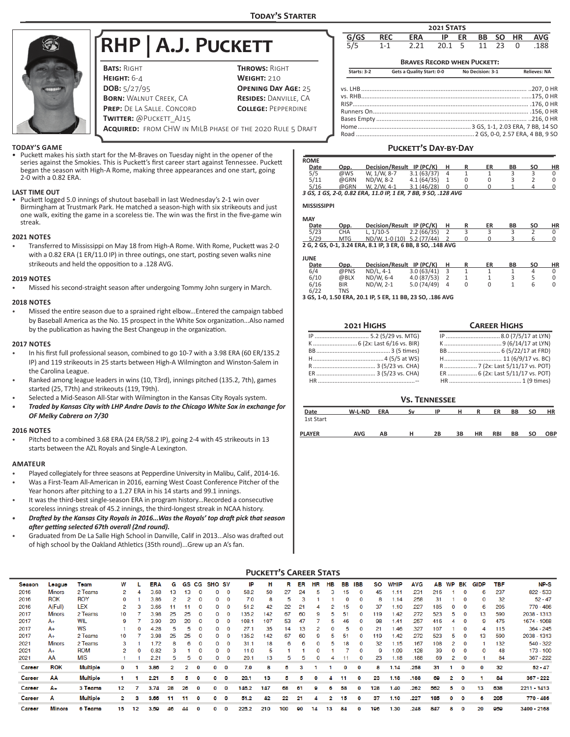## Today's Starter

# RHP | A.J. Puckett

**Bats:** Right | **Throws:** Right
**Height:** 6-4 | **Weight:** 210
**DOB:** 5/27/95 | **Opening Day Age:** 25
**Born:** Walnut Creek, CA | **Resides:** Danville, CA
**Prep:** De La Salle. Concord | **College:** Pepperdine
**Twitter:** @Puckett_AJ15
**Acquired:** From CHW in MiLB Phase of the 2020 Rule 5 Draft

### 2021 Stats

| G/GS | REC | ERA | IP | ER | BB | SO | HR | AVG |
|---|---|---|---|---|---|---|---|---|
| 5/5 | 1-1 | 2.21 | 20.1 | 5 | 11 | 23 | 0 | .188 |

**Braves Record when Puckett:**

| Starts: 3-2 | Gets a Quality Start: 0-0 | No Decision: 3-1 | Relieves: NA |
|---|---|---|---|

- vs. LHB ..... .207, 0 HR
- vs. RHB ..... .175, 0 HR
- RISP ..... .176, 0 HR
- Runners On ..... .156, 0 HR
- Bases Empty ..... .216, 0 HR
- Home ..... 3 GS, 1-1, 2.03 ERA, 7 BB, 14 SO
- Road ..... 2 GS, 0-0, 2.57 ERA, 4 BB, 9 SO

## Today's Game

- Puckett makes his sixth start for the M-Braves on Tuesday night in the opener of the series against the Smokies. This is Puckett's first career start against Tennessee. Puckett began the season with High-A Rome, making three appearances and one start, going 2-0 with a 0.82 ERA.

## Last Time Out

- Puckett logged 5.0 innings of shutout baseball in last Wednesday's 2-1 win over Birmingham at Trustmark Park. He matched a season-high with six strikeouts and just one walk, exiting the game in a scoreless tie. The win was the first in the five-game win streak.

## 2021 Notes

- Transferred to Mississippi on May 18 from High-A Rome. With Rome, Puckett was 2-0 with a 0.82 ERA (1 ER/11.0 IP) in three outings, one start, posting seven walks nine strikeouts and held the opposition to a .128 AVG.

## 2019 Notes

- Missed his second-straight season after undergoing Tommy John surgery in March.

## 2018 Notes

- Missed the entire season due to a sprained right elbow...Entered the campaign tabbed by Baseball America as the No. 15 prospect in the White Sox organization...Also named by the publication as having the Best Changeup in the organization.

## 2017 Notes

- In his first full professional season, combined to go 10-7 with a 3.98 ERA (60 ER/135.2 IP) and 119 strikeouts in 25 starts between High-A Wilmington and Winston-Salem in the Carolina League.
- Ranked among league leaders in wins (10, T3rd), innings pitched (135.2, 7th), games started (25, T7th) and strikeouts (119, T9th).
- Selected a Mid-Season All-Star with Wilmington in the Kansas City Royals system.
- ***Traded by Kansas City with LHP Andre Davis to the Chicago White Sox in exchange for OF Melky Cabrera on 7/30***

## 2016 Notes

- Pitched to a combined 3.68 ERA (24 ER/58.2 IP), going 2-4 with 45 strikeouts in 13 starts between the AZL Royals and Single-A Lexington.

## Amateur

- Played collegiately for three seasons at Pepperdine University in Malibu, Calif., 2014-16.
- Was a First-Team All-American in 2016, earning West Coast Conference Pitcher of the Year honors after pitching to a 1.27 ERA in his 14 starts and 99.1 innings.
- It was the third-best single-season ERA in program history...Recorded a consecutive scoreless innings streak of 45.2 innings, the third-longest streak in NCAA history.
- ***Drafted by the Kansas City Royals in 2016...Was the Royals' top draft pick that season after getting selected 67th overall (2nd round).***
- Graduated from De La Salle High School in Danville, Calif in 2013...Also was drafted out of high school by the Oakland Athletics (35th round)...Grew up an A's fan.

## Puckett's Day-by-Day

**ROME**

| Date | Opp. | Decision/Result | IP (PC/K) | H | R | ER | BB | SO | HR |
|---|---|---|---|---|---|---|---|---|---|
| 5/5 | @WS | W, 1/W, 8-7 | 3.1 (63/37) | 4 | 1 | 1 | 3 | 3 | 0 |
| 5/11 | @GRN | ND/W, 8-2 | 4.1 (64/35) | 1 | 0 | 0 | 3 | 2 | 0 |
| 5/16 | @GRN | W, 2/W, 4-1 | 3.1 (46/28) | 0 | 0 | 0 | 1 | 4 | 0 |

*3 GS, 1 GS, 2-0, 0.82 ERA, 11.0 IP, 1 ER, 7 BB, 9 SO, .128 AVG*

**MISSISSIPPI**

**MAY**

| Date | Opp. | Decision/Result | IP (PC/K) | H | R | ER | BB | SO | HR |
|---|---|---|---|---|---|---|---|---|---|
| 5/23 | CHA | L, 1/10-5 | 2.2 (66/35) | 2 | 3 | 3 | 3 | 2 | 0 |
| 5/29 | MTG | ND/W, 1-0 (10) | 5.2 (77/44) | 2 | 0 | 0 | 3 | 6 | 0 |

**2 G, 2 GS, 0-1, 3.24 ERA, 8.1 IP, 3 ER, 6 BB, 8 SO, .148 AVG**

**JUNE**

| Date | Opp. | Decision/Result | IP (PC/K) | H | R | ER | BB | SO | HR |
|---|---|---|---|---|---|---|---|---|---|
| 6/4 | @PNS | ND/L, 4-1 | 3.0 (63/41) | 3 | 1 | 1 | 1 | 4 | 0 |
| 6/10 | @BLX | ND/W, 6-4 | 4.0 (87/53) | 2 | 1 | 1 | 3 | 5 | 0 |
| 6/16 | BIR | ND/W, 2-1 | 5.0 (74/49) | 4 | 0 | 0 | 1 | 6 | 0 |
| 6/22 | TNS | | | | | | | | |

**3 GS, 1-0, 1.50 ERA, 20.1 IP, 5 ER, 11 BB, 23 SO, .186 AVG**

### 2021 Highs

- IP ..... 5.2 (5/29 vs. MTG)
- K ..... 6 (2x: Last 6/16 vs. BIR)
- BB ..... 3 (5 times)
- H ..... 4 (5/5 at WS)
- R ..... 3 (5/23 vs. CHA)
- ER ..... 3 (5/23 vs. CHA)
- HR ..... --

### Career Highs

- IP ..... 8.0 (7/5/17 at LYN)
- K ..... 9 (6/14/17 at LYN)
- BB ..... 6 (5/22/17 at FRD)
- H ..... 11 (6/9/17 vs. BC)
- R ..... 7 (2x: Last 5/11/17 vs. POT)
- ER ..... 6 (2x: Last 5/11/17 vs. POT)
- HR ..... 1 (9 times)

### Vs. Tennessee

| Date | W-L-ND | ERA | Sv | IP | H | R | ER | BB | SO | HR |
|---|---|---|---|---|---|---|---|---|---|---|
| 1st Start | | | | | | | | | | |

| PLAYER | AVG | AB | H | 2B | 3B | HR | RBI | BB | SO | OBP |
|---|---|---|---|---|---|---|---|---|---|---|

## Puckett's Career Stats

| Season | League | Team | W | L | ERA | G | GS | CG | SHO | SV | IP | H | R | ER | HR | HB | BB | IBB | SO | WHIP | AVG | AB | WP | BK | GIDP | TBF | NP-S |
|---|---|---|---|---|---|---|---|---|---|---|---|---|---|---|---|---|---|---|---|---|---|---|---|---|---|---|---|
| 2016 | Minors | 2 Teams | 2 | 4 | 3.68 | 13 | 13 | 0 | 0 | 0 | 58.2 | 50 | 27 | 24 | 5 | 3 | 15 | 0 | 45 | 1.11 | .231 | 216 | 1 | 0 | 6 | 237 | 822 - 533 |
| 2016 | ROK | ROY | 0 | 1 | 3.86 | 2 | 2 | 0 | 0 | 0 | 7.0 | 8 | 5 | 3 | 1 | 1 | 0 | 0 | 8 | 1.14 | .258 | 31 | 1 | 0 | 0 | 32 | 52 - 47 |
| 2016 | A(Full) | LEX | 2 | 3 | 3.66 | 11 | 11 | 0 | 0 | 0 | 51.2 | 42 | 22 | 21 | 4 | 2 | 15 | 0 | 37 | 1.10 | .227 | 185 | 0 | 0 | 6 | 205 | 770 - 486 |
| 2017 | Minors | 2 Teams | 10 | 7 | 3.98 | 25 | 25 | 0 | 0 | 0 | 135.2 | 142 | 67 | 60 | 9 | 5 | 51 | 0 | 119 | 1.42 | .272 | 523 | 5 | 0 | 13 | 590 | 2038 - 1313 |
| 2017 | A+ | WIL | 9 | 7 | 3.90 | 20 | 20 | 0 | 0 | 0 | 108.1 | 107 | 53 | 47 | 7 | 5 | 46 | 0 | 98 | 1.41 | .257 | 416 | 4 | 0 | 9 | 475 | 1674 - 1068 |
| 2017 | A+ | WS | 1 | 0 | 4.28 | 5 | 5 | 0 | 0 | 0 | 27.1 | 35 | 14 | 13 | 2 | 0 | 5 | 0 | 21 | 1.46 | .327 | 107 | 1 | 0 | 4 | 115 | 364 - 245 |
| 2017 | A+ | 2 Teams | 10 | 7 | 3.98 | 25 | 25 | 0 | 0 | 0 | 135.2 | 142 | 67 | 60 | 9 | 5 | 51 | 0 | 119 | 1.42 | .272 | 523 | 5 | 0 | 13 | 590 | 2038 - 1313 |
| 2021 | Minors | 2 Teams | 3 | 1 | 1.72 | 8 | 6 | 0 | 0 | 0 | 31.1 | 18 | 6 | 6 | 0 | 5 | 18 | 0 | 32 | 1.15 | .167 | 108 | 2 | 0 | 1 | 132 | 540 - 322 |
| 2021 | A+ | ROM | 2 | 0 | 0.82 | 3 | 1 | 0 | 0 | 0 | 11.0 | 5 | 1 | 1 | 0 | 1 | 7 | 0 | 9 | 1.09 | .128 | 39 | 0 | 0 | 0 | 48 | 173 - 100 |
| 2021 | AA | MIS | 1 | 1 | 2.21 | 5 | 5 | 0 | 0 | 0 | 20.1 | 13 | 5 | 5 | 0 | 4 | 11 | 0 | 23 | 1.18 | .188 | 69 | 2 | 0 | 1 | 84 | 367 - 222 |
| Career | ROK | Multiple | 0 | 1 | 3.86 | 2 | 2 | 0 | 0 | 0 | 7.0 | 8 | 5 | 3 | 1 | 1 | 0 | 0 | 8 | 1.14 | .258 | 31 | 1 | 0 | 0 | 32 | 52 - 47 |
| Career | AA | Multiple | 1 | 1 | 2.21 | 5 | 5 | 0 | 0 | 0 | 20.1 | 13 | 5 | 5 | 0 | 4 | 11 | 0 | 23 | 1.18 | .188 | 69 | 2 | 0 | 1 | 84 | 367 - 222 |
| Career | A+ | 3 Teams | 12 | 7 | 3.74 | 28 | 26 | 0 | 0 | 0 | 146.2 | 147 | 68 | 61 | 9 | 6 | 58 | 0 | 128 | 1.40 | .262 | 562 | 5 | 0 | 13 | 638 | 2211 - 1413 |
| Career | A | Multiple | 2 | 3 | 3.66 | 11 | 11 | 0 | 0 | 0 | 51.2 | 42 | 22 | 21 | 4 | 2 | 15 | 0 | 37 | 1.10 | .227 | 185 | 0 | 0 | 6 | 205 | 770 - 486 |
| Career | Minors | 6 Teams | 15 | 12 | 3.59 | 46 | 44 | 0 | 0 | 0 | 225.2 | 210 | 100 | 90 | 14 | 13 | 84 | 0 | 196 | 1.30 | .248 | 847 | 8 | 0 | 20 | 959 | 3400 - 2168 |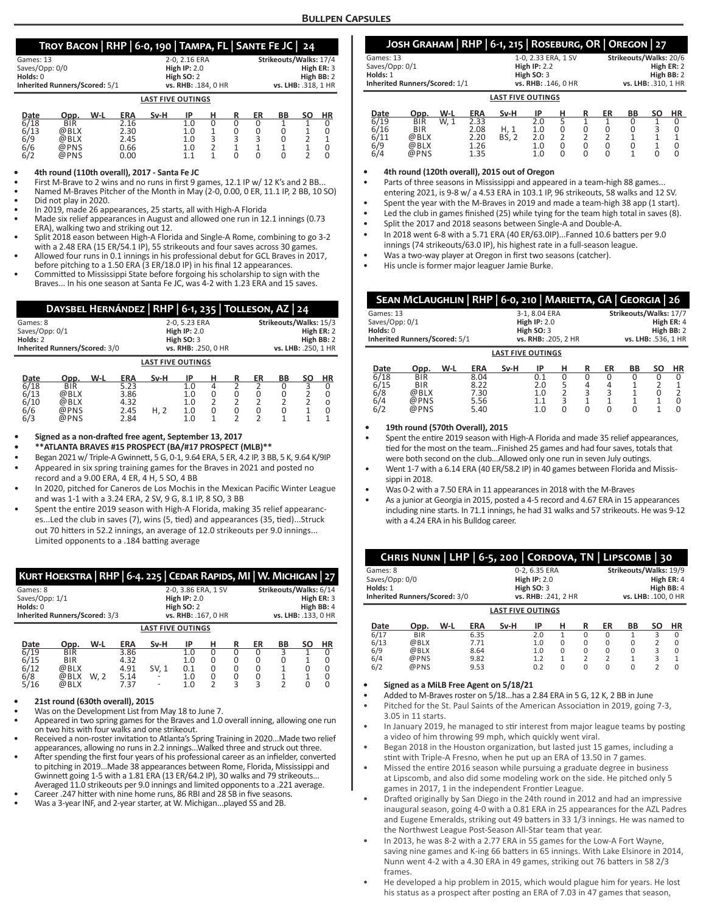## Bullpen Capsules

### Troy Bacon | RHP | 6-0, 190 | Tampa, FL | Sante Fe JC | 24

| | | |
|---|---|---|
| Games: 13 | 2-0, 2.16 ERA | Strikeouts/Walks: 17/4 |
| Saves/Opp: 0/0 | **High IP:** 2.0 | **High ER:** 3 |
| **Holds:** 0 | **High SO:** 2 | **High BB:** 2 |
| **Inherited Runners/Scored:** 5/1 | **vs. RHB:** .184, 0 HR | **vs. LHB:** .318, 1 HR |

**LAST FIVE OUTINGS**

| Date | Opp. | W-L | ERA | Sv-H | IP | H | R | ER | BB | SO | HR |
|---|---|---|---|---|---|---|---|---|---|---|---|
| 6/18 | BIR | | 2.16 | | 1.0 | 0 | 0 | 0 | 1 | 1 | 0 |
| 6/13 | @BLX | | 2.30 | | 1.0 | 1 | 0 | 0 | 0 | 1 | 0 |
| 6/9 | @BLX | | 2.45 | | 1.0 | 3 | 3 | 3 | 0 | 2 | 1 |
| 6/6 | @PNS | | 0.66 | | 1.0 | 2 | 1 | 1 | 1 | 1 | 0 |
| 6/2 | @PNS | | 0.00 | | 1.1 | 1 | 0 | 0 | 0 | 2 | 0 |

- **4th round (110th overall), 2017 - Santa Fe JC**
- First M-Brave to 2 wins and no runs in first 9 games, 12.1 IP w/ 12 K's and 2 BB...
- Named M-Braves Pitcher of the Month in May (2-0, 0.00, 0 ER, 11.1 IP, 2 BB, 10 SO)
- Did not play in 2020.
- In 2019, made 26 appearances, 25 starts, all with High-A Florida
- Made six relief appearances in August and allowed one run in 12.1 innings (0.73 ERA), walking two and striking out 12.
- Split 2018 eason between High-A Florida and Single-A Rome, combining to go 3-2 with a 2.48 ERA (15 ER/54.1 IP), 55 strikeouts and four saves across 30 games.
- Allowed four runs in 0.1 innings in his professional debut for GCL Braves in 2017, before pitching to a 1.50 ERA (3 ER/18.0 IP) in his final 12 appearances.
- Committed to Mississippi State before forgoing his scholarship to sign with the Braves... In his one season at Santa Fe JC, was 4-2 with 1.23 ERA and 15 saves.

### Daysbel Hernández | RHP | 6-1, 235 | Tolleson, AZ | 24

| | | |
|---|---|---|
| Games: 8 | 2-0, 5.23 ERA | Strikeouts/Walks: 15/3 |
| Saves/Opp: 0/1 | **High IP:** 2.0 | **High ER:** 2 |
| **Holds:** 2 | **High SO:** 3 | **High BB:** 2 |
| **Inherited Runners/Scored:** 3/0 | **vs. RHB:** .250, 0 HR | **vs. LHB:** .250, 1 HR |

**LAST FIVE OUTINGS**

| Date | Opp. | W-L | ERA | Sv-H | IP | H | R | ER | BB | SO | HR |
|---|---|---|---|---|---|---|---|---|---|---|---|
| 6/18 | BIR | | 5.23 | | 1.0 | 4 | 2 | 2 | 0 | 3 | 0 |
| 6/13 | @BLX | | 3.86 | | 1.0 | 0 | 0 | 0 | 0 | 2 | 0 |
| 6/10 | @BLX | | 4.32 | | 1.0 | 2 | 2 | 2 | 2 | 2 | o |
| 6/6 | @PNS | | 2.45 | H, 2 | 1.0 | 0 | 0 | 0 | 0 | 1 | 0 |
| 6/3 | @PNS | | 2.84 | | 1.0 | 1 | 2 | 2 | 1 | 1 | 1 |

- **Signed as a non-drafted free agent, September 13, 2017**
- **\*\*ATLANTA BRAVES #15 PROSPECT (BA/#17 PROSPECT (MLB)\*\***
- Began 2021 w/ Triple-A Gwinnett, 5 G, 0-1, 9.64 ERA, 5 ER, 4.2 IP, 3 BB, 5 K, 9.64 K/9IP
- Appeared in six spring training games for the Braves in 2021 and posted no record and a 9.00 ERA, 4 ER, 4 H, 5 SO, 4 BB
- In 2020, pitched for Caneros de Los Mochis in the Mexican Pacific Winter League and was 1-1 with a 3.24 ERA, 2 SV, 9 G, 8.1 IP, 8 SO, 3 BB
- Spent the entire 2019 season with High-A Florida, making 35 relief appearances...Led the club in saves (7), wins (5, tied) and appearances (35, tied)...Struck out 70 hitters in 52.2 innings, an average of 12.0 strikeouts per 9.0 innings... Limited opponents to a .184 batting average

### Kurt Hoekstra | RHP | 6-4. 225 | Cedar Rapids, MI | W. Michigan | 27

| | | |
|---|---|---|
| Games: 8 | 2-0, 3.86 ERA, 1 SV | Strikeouts/Walks: 6/14 |
| Saves/Opp: 1/1 | **High IP:** 2.0 | **High ER:** 3 |
| **Holds:** 0 | **High SO:** 2 | **High BB:** 4 |
| **Inherited Runners/Scored:** 3/3 | **vs. RHB:** .167, 0 HR | **vs. LHB:** .133, 0 HR |

**LAST FIVE OUTINGS**

| Date | Opp. | W-L | ERA | Sv-H | IP | H | R | ER | BB | SO | HR |
|---|---|---|---|---|---|---|---|---|---|---|---|
| 6/19 | BIR | | 3.86 | | 1.0 | 0 | 0 | 0 | 3 | 1 | 0 |
| 6/15 | BIR | | 4.32 | | 1.0 | 0 | 0 | 0 | 0 | 1 | 0 |
| 6/12 | @BLX | | 4.91 | SV, 1 | 0.1 | 0 | 0 | 0 | 1 | 0 | 0 |
| 6/8 | @BLX | W, 2 | 5.14 | - | 1.0 | 0 | 0 | 0 | 1 | 1 | 0 |
| 5/16 | @BLX | | 7.37 | - | 1.0 | 2 | 3 | 3 | 2 | 0 | 0 |

- **21st round (630th overall), 2015**
- Was on the Development List from May 18 to June 7.
- Appeared in two spring games for the Braves and 1.0 overall inning, allowing one run on two hits with four walks and one strikeout.
- Received a non-roster invitation to Atlanta's Spring Training in 2020...Made two relief appearances, allowing no runs in 2.2 innings...Walked three and struck out three.
- After spending the first four years of his professional career as an infielder, converted to pitching in 2019...Made 38 appearances between Rome, Florida, Mississippi and Gwinnett going 1-5 with a 1.81 ERA (13 ER/64.2 IP), 30 walks and 79 strikeouts... Averaged 11.0 strikeouts per 9.0 innings and limited opponents to a .221 average.
- Career .247 hitter with nine home runs, 86 RBI and 28 SB in five seasons.
- Was a 3-year INF, and 2-year starter, at W. Michigan...played SS and 2B.

### Josh Graham | RHP | 6-1, 215 | Roseburg, OR | Oregon | 27

| | | |
|---|---|---|
| Games: 13 | 1-0, 2.33 ERA, 1 SV | Strikeouts/Walks: 20/6 |
| Saves/Opp: 0/1 | **High IP:** 2.2 | **High ER:** 2 |
| **Holds:** 1 | **High SO:** 3 | **High BB:** 2 |
| **Inherited Runners/Scored:** 1/1 | **vs. RHB:** .146, 0 HR | **vs. LHB:** .310, 1 HR |

**LAST FIVE OUTINGS**

| Date | Opp. | W-L | ERA | Sv-H | IP | H | R | ER | BB | SO | HR |
|---|---|---|---|---|---|---|---|---|---|---|---|
| 6/19 | BIR | W, 1 | 2.33 | | 2.0 | 5 | 1 | 1 | 0 | 1 | 0 |
| 6/16 | BIR | | 2.08 | H, 1 | 1.0 | 0 | 0 | 0 | 0 | 3 | 0 |
| 6/11 | @BLX | | 2.20 | BS, 2 | 2.0 | 2 | 2 | 2 | 1 | 1 | 1 |
| 6/9 | @BLX | | 1.26 | | 1.0 | 0 | 0 | 0 | 0 | 1 | 0 |
| 6/4 | @PNS | | 1.35 | | 1.0 | 0 | 0 | 0 | 1 | 0 | 0 |

- **4th round (120th overall), 2015 out of Oregon**
- Parts of three seasons in Mississippi and appeared in a team-high 88 games... entering 2021, is 9-8 w/ a 4.53 ERA in 103.1 IP, 96 strikeouts, 58 walks and 12 SV.
- Spent the year with the M-Braves in 2019 and made a team-high 38 app (1 start).
- Led the club in games finished (25) while tying for the team high total in saves (8).
- Split the 2017 and 2018 seasons between Single-A and Double-A.
- In 2018 went 6-8 with a 5.71 ERA (40 ER/63.0IP)...Fanned 10.6 batters per 9.0 innings (74 strikeouts/63.0 IP), his highest rate in a full-season league.
- Was a two-way player at Oregon in first two seasons (catcher).
- His uncle is former major leaguer Jamie Burke.

### Sean McLaughlin | RHP | 6-0, 210 | Marietta, GA | Georgia | 26

| | | |
|---|---|---|
| Games: 13 | 3-1, 8.04 ERA | Strikeouts/Walks: 17/7 |
| Saves/Opp: 0/1 | **High IP:** 2.0 | **High ER:** 4 |
| **Holds:** 0 | **High SO:** 3 | **High BB:** 2 |
| **Inherited Runners/Scored:** 5/1 | **vs. RHB:** .205, 2 HR | **vs. LHB:** .536, 1 HR |

**LAST FIVE OUTINGS**

| Date | Opp. | W-L | ERA | Sv-H | IP | H | R | ER | BB | SO | HR |
|---|---|---|---|---|---|---|---|---|---|---|---|
| 6/18 | BIR | | 8.04 | | 0.1 | 0 | 0 | 0 | 0 | 0 | 0 |
| 6/15 | BIR | | 8.22 | | 2.0 | 5 | 4 | 4 | 1 | 2 | 1 |
| 6/8 | @BLX | | 7.30 | | 1.0 | 2 | 3 | 3 | 1 | 0 | 2 |
| 6/4 | @PNS | | 5.56 | | 1.1 | 3 | 1 | 1 | 1 | 1 | 0 |
| 6/2 | @PNS | | 5.40 | | 1.0 | 0 | 0 | 0 | 0 | 1 | 0 |

- **19th round (570th Overall), 2015**
- Spent the entire 2019 season with High-A Florida and made 35 relief appearances, tied for the most on the team...Finished 25 games and had four saves, totals that were both second on the club...Allowed only one run in seven July outings.
- Went 1-7 with a 6.14 ERA (40 ER/58.2 IP) in 40 games between Florida and Mississippi in 2018.
- Was 0-2 with a 7.50 ERA in 11 appearances in 2018 with the M-Braves
- As a junior at Georgia in 2015, posted a 4-5 record and 4.67 ERA in 15 appearances including nine starts. In 71.1 innings, he had 31 walks and 57 strikeouts. He was 9-12 with a 4.24 ERA in his Bulldog career.

### Chris Nunn | LHP | 6-5, 200 | Cordova, TN | Lipscomb | 30

| | | |
|---|---|---|
| Games: 8 | 0-2, 6.35 ERA | Strikeouts/Walks: 19/9 |
| Saves/Opp: 0/0 | **High IP:** 2.0 | **High ER:** 4 |
| **Holds:** 1 | **High SO:** 3 | **High BB:** 4 |
| **Inherited Runners/Scored:** 3/0 | **vs. RHB:** .241, 2 HR | **vs. LHB:** .100, 0 HR |

**LAST FIVE OUTINGS**

| Date | Opp. | W-L | ERA | Sv-H | IP | H | R | ER | BB | SO | HR |
|---|---|---|---|---|---|---|---|---|---|---|---|
| 6/17 | BIR | | 6.35 | | 2.0 | 1 | 0 | 0 | 1 | 3 | 0 |
| 6/13 | @BLX | | 7.71 | | 1.0 | 0 | 0 | 0 | 0 | 2 | 0 |
| 6/9 | @BLX | | 8.64 | | 1.0 | 0 | 0 | 0 | 0 | 3 | 0 |
| 6/4 | @PNS | | 9.82 | | 1.2 | 1 | 2 | 2 | 1 | 3 | 1 |
| 6/2 | @PNS | | 9.53 | | 0.2 | 0 | 0 | 0 | 0 | 2 | 0 |

- **Signed as a MiLB Free Agent on 5/18/21**
- Added to M-Braves roster on 5/18...has a 2.84 ERA in 5 G, 12 K, 2 BB in June
- Pitched for the St. Paul Saints of the American Association in 2019, going 7-3, 3.05 in 11 starts.
- In January 2019, he managed to stir interest from major league teams by posting a video of him throwing 99 mph, which quickly went viral.
- Began 2018 in the Houston organization, but lasted just 15 games, including a stint with Triple-A Fresno, when he put up an ERA of 13.50 in 7 games.
- Missed the entire 2016 season while pursuing a graduate degree in business at Lipscomb, and also did some modeling work on the side. He pitched only 5 games in 2017, 1 in the independent Frontier League.
- Drafted originally by San Diego in the 24th round in 2012 and had an impressive inaugural season, going 4-0 with a 0.81 ERA in 25 appearances for the AZL Padres and Eugene Emeralds, striking out 49 batters in 33 1/3 innings. He was named to the Northwest League Post-Season All-Star team that year.
- In 2013, he was 8-2 with a 2.77 ERA in 55 games for the Low-A Fort Wayne, saving nine games and K-ing 66 batters in 65 innings. With Lake Elsinore in 2014, Nunn went 4-2 with a 4.30 ERA in 49 games, striking out 76 batters in 58 2/3 frames.
- He developed a hip problem in 2015, which would plague him for years. He lost his status as a prospect after posting an ERA of 7.03 in 47 games that season,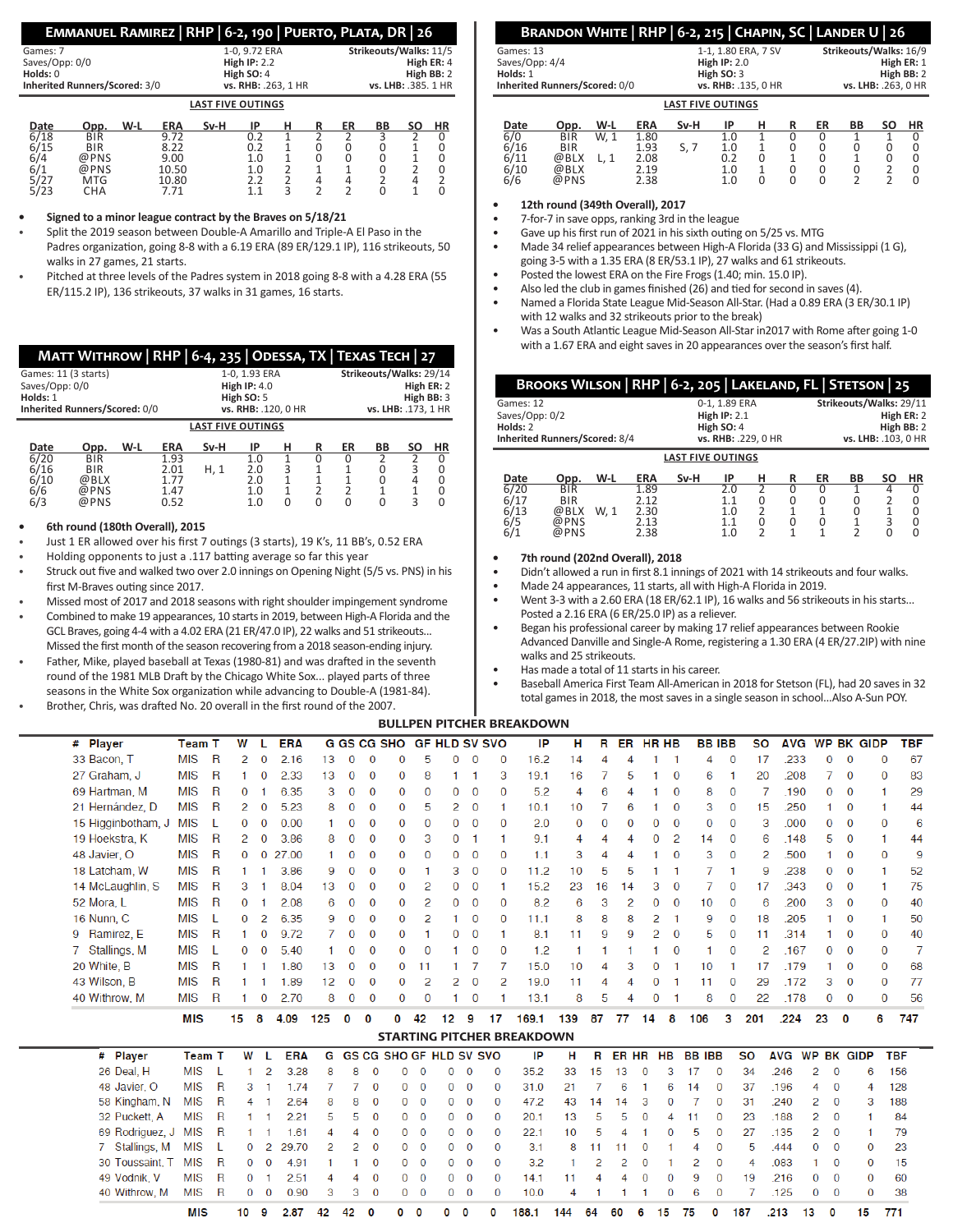## Emmanuel Ramirez | RHP | 6-2, 190 | Puerto, Plata, DR | 26

Games: 7 | 1-0, 9.72 ERA | Strikeouts/Walks: 11/5
Saves/Opp: 0/0 | High IP: 2.2 | High ER: 4
Holds: 0 | High SO: 4 | High BB: 2
Inherited Runners/Scored: 3/0 | vs. RHB: .263, 1 HR | vs. LHB: .385. 1 HR

**LAST FIVE OUTINGS**

| Date | Opp. | W-L | ERA | Sv-H | IP | H | R | ER | BB | SO | HR |
|---|---|---|---|---|---|---|---|---|---|---|---|
| 6/18 | BIR | | 9.72 | | 0.2 | 1 | 2 | 2 | 3 | 2 | 0 |
| 6/15 | BIR | | 8.22 | | 0.2 | 1 | 0 | 0 | 0 | 1 | 0 |
| 6/4 | @PNS | | 9.00 | | 1.0 | 1 | 0 | 0 | 0 | 1 | 0 |
| 6/1 | @PNS | | 10.50 | | 1.0 | 2 | 1 | 1 | 0 | 2 | 0 |
| 5/27 | MTG | | 10.80 | | 2.2 | 2 | 4 | 4 | 2 | 4 | 2 |
| 5/23 | CHA | | 7.71 | | 1.1 | 3 | 2 | 2 | 0 | 1 | 0 |

- **Signed to a minor league contract by the Braves on 5/18/21**
- Split the 2019 season between Double-A Amarillo and Triple-A El Paso in the Padres organization, going 8-8 with a 6.19 ERA (89 ER/129.1 IP), 116 strikeouts, 50 walks in 27 games, 21 starts.
- Pitched at three levels of the Padres system in 2018 going 8-8 with a 4.28 ERA (55 ER/115.2 IP), 136 strikeouts, 37 walks in 31 games, 16 starts.

## Matt Withrow | RHP | 6-4, 235 | Odessa, TX | Texas Tech | 27

Games: 11 (3 starts) | 1-0, 1.93 ERA | Strikeouts/Walks: 29/14
Saves/Opp: 0/0 | High IP: 4.0 | High ER: 2
Holds: 1 | High SO: 5 | High BB: 3
Inherited Runners/Scored: 0/0 | vs. RHB: .120, 0 HR | vs. LHB: .173, 1 HR

**LAST FIVE OUTINGS**

| Date | Opp. | W-L | ERA | Sv-H | IP | H | R | ER | BB | SO | HR |
|---|---|---|---|---|---|---|---|---|---|---|---|
| 6/20 | BIR | | 1.93 | | 1.0 | 1 | 0 | 0 | 2 | 2 | 0 |
| 6/16 | BIR | | 2.01 | H, 1 | 2.0 | 3 | 1 | 1 | 0 | 3 | 0 |
| 6/10 | @BLX | | 1.77 | | 2.0 | 1 | 1 | 1 | 0 | 4 | 0 |
| 6/6 | @PNS | | 1.47 | | 1.0 | 1 | 2 | 2 | 1 | 1 | 0 |
| 6/3 | @PNS | | 0.52 | | 1.0 | 0 | 0 | 0 | 0 | 3 | 0 |

- **6th round (180th Overall), 2015**
- Just 1 ER allowed over his first 7 outings (3 starts), 19 K's, 11 BB's, 0.52 ERA
- Holding opponents to just a .117 batting average so far this year
- Struck out five and walked two over 2.0 innings on Opening Night (5/5 vs. PNS) in his first M-Braves outing since 2017.
- Missed most of 2017 and 2018 seasons with right shoulder impingement syndrome
- Combined to make 19 appearances, 10 starts in 2019, between High-A Florida and the GCL Braves, going 4-4 with a 4.02 ERA (21 ER/47.0 IP), 22 walks and 51 strikeouts... Missed the first month of the season recovering from a 2018 season-ending injury.
- Father, Mike, played baseball at Texas (1980-81) and was drafted in the seventh round of the 1981 MLB Draft by the Chicago White Sox... played parts of three seasons in the White Sox organization while advancing to Double-A (1981-84).
- Brother, Chris, was drafted No. 20 overall in the first round of the 2007.

## Brandon White | RHP | 6-2, 215 | Chapin, SC | Lander U | 26

Games: 13 | 1-1, 1.80 ERA, 7 SV | Strikeouts/Walks: 16/9
Saves/Opp: 4/4 | High IP: 2.0 | High ER: 1
Holds: 1 | High SO: 3 | High BB: 2
Inherited Runners/Scored: 0/0 | vs. RHB: .135, 0 HR | vs. LHB: .263, 0 HR

**LAST FIVE OUTINGS**

| Date | Opp. | W-L | ERA | Sv-H | IP | H | R | ER | BB | SO | HR |
|---|---|---|---|---|---|---|---|---|---|---|---|
| 6/0 | BIR | W, 1 | 1.80 | | 1.0 | 1 | 0 | 0 | 1 | 1 | 0 |
| 6/16 | BIR | | 1.93 | S, 7 | 1.0 | 1 | 0 | 0 | 0 | 0 | 0 |
| 6/11 | @BLX | L, 1 | 2.08 | | 0.2 | 0 | 1 | 0 | 1 | 0 | 0 |
| 6/10 | @BLX | | 2.19 | | 1.0 | 1 | 0 | 0 | 0 | 2 | 0 |
| 6/6 | @PNS | | 2.38 | | 1.0 | 0 | 0 | 0 | 2 | 2 | 0 |

- **12th round (349th Overall), 2017**
- 7-for-7 in save opps, ranking 3rd in the league
- Gave up his first run of 2021 in his sixth outing on 5/25 vs. MTG
- Made 34 relief appearances between High-A Florida (33 G) and Mississippi (1 G), going 3-5 with a 1.35 ERA (8 ER/53.1 IP), 27 walks and 61 strikeouts.
- Posted the lowest ERA on the Fire Frogs (1.40; min. 15.0 IP).
- Also led the club in games finished (26) and tied for second in saves (4).
- Named a Florida State League Mid-Season All-Star. (Had a 0.89 ERA (3 ER/30.1 IP) with 12 walks and 32 strikeouts prior to the break)
- Was a South Atlantic League Mid-Season All-Star in2017 with Rome after going 1-0 with a 1.67 ERA and eight saves in 20 appearances over the season's first half.

## Brooks Wilson | RHP | 6-2, 205 | Lakeland, FL | Stetson | 25

Games: 12 | 0-1, 1.89 ERA | Strikeouts/Walks: 29/11
Saves/Opp: 0/2 | High IP: 2.1 | High ER: 2
Holds: 2 | High SO: 4 | High BB: 2
Inherited Runners/Scored: 8/4 | vs. RHB: .229, 0 HR | vs. LHB: .103, 0 HR

**LAST FIVE OUTINGS**

| Date | Opp. | W-L | ERA | Sv-H | IP | H | R | ER | BB | SO | HR |
|---|---|---|---|---|---|---|---|---|---|---|---|
| 6/20 | BIR | | 1.89 | | 2.0 | 2 | 0 | 0 | 1 | 4 | 0 |
| 6/17 | BIR | | 2.12 | | 1.1 | 0 | 0 | 0 | 0 | 2 | 0 |
| 6/13 | @BLX | W, 1 | 2.30 | | 1.0 | 2 | 1 | 1 | 0 | 1 | 0 |
| 6/5 | @PNS | | 2.13 | | 1.1 | 0 | 0 | 0 | 1 | 3 | 0 |
| 6/1 | @PNS | | 2.38 | | 1.0 | 2 | 1 | 1 | 2 | 0 | 0 |

- **7th round (202nd Overall), 2018**
- Didn't allowed a run in first 8.1 innings of 2021 with 14 strikeouts and four walks.
- Made 24 appearances, 11 starts, all with High-A Florida in 2019.
- Went 3-3 with a 2.60 ERA (18 ER/62.1 IP), 16 walks and 56 strikeouts in his starts... Posted a 2.16 ERA (6 ER/25.0 IP) as a reliever.
- Began his professional career by making 17 relief appearances between Rookie Advanced Danville and Single-A Rome, registering a 1.30 ERA (4 ER/27.2IP) with nine walks and 25 strikeouts.
- Has made a total of 11 starts in his career.
- Baseball America First Team All-American in 2018 for Stetson (FL), had 20 saves in 32 total games in 2018, the most saves in a single season in school...Also A-Sun POY.

## BULLPEN PITCHER BREAKDOWN

| # | Player | Team | T | W | L | ERA | G | GS | CG | SHO | GF | HLD | SV | SVO | IP | H | R | ER | HR | HB | BB | IBB | SO | AVG | WP | BK | GIDP | TBF |
|---|---|---|---|---|---|---|---|---|---|---|---|---|---|---|---|---|---|---|---|---|---|---|---|---|---|---|---|---|
| 33 | Bacon, T | MIS | R | 2 | 0 | 2.16 | 13 | 0 | 0 | 0 | 5 | 0 | 0 | 0 | 16.2 | 14 | 4 | 4 | 1 | 1 | 4 | 0 | 17 | .233 | 0 | 0 | 0 | 67 |
| 27 | Graham, J | MIS | R | 1 | 0 | 2.33 | 13 | 0 | 0 | 0 | 8 | 1 | 1 | 3 | 19.1 | 16 | 7 | 5 | 1 | 0 | 6 | 1 | 20 | .208 | 7 | 0 | 0 | 83 |
| 69 | Hartman, M | MIS | R | 0 | 1 | 6.35 | 3 | 0 | 0 | 0 | 0 | 0 | 0 | 0 | 5.2 | 4 | 6 | 4 | 1 | 0 | 8 | 0 | 7 | .190 | 0 | 0 | 1 | 29 |
| 21 | Hernández, D | MIS | R | 2 | 0 | 5.23 | 8 | 0 | 0 | 0 | 5 | 2 | 0 | 1 | 10.1 | 10 | 7 | 6 | 1 | 0 | 3 | 0 | 15 | .250 | 1 | 0 | 1 | 44 |
| 15 | Higginbotham, J | MIS | L | 0 | 0 | 0.00 | 1 | 0 | 0 | 0 | 0 | 0 | 0 | 0 | 2.0 | 0 | 0 | 0 | 0 | 0 | 0 | 0 | 3 | .000 | 0 | 0 | 0 | 6 |
| 19 | Hoekstra, K | MIS | R | 2 | 0 | 3.86 | 8 | 0 | 0 | 0 | 3 | 0 | 1 | 1 | 9.1 | 4 | 4 | 4 | 0 | 2 | 14 | 0 | 6 | .148 | 5 | 0 | 1 | 44 |
| 48 | Javier, O | MIS | R | 0 | 0 | 27.00 | 1 | 0 | 0 | 0 | 0 | 0 | 0 | 0 | 1.1 | 3 | 4 | 4 | 1 | 0 | 3 | 0 | 2 | .500 | 1 | 0 | 0 | 9 |
| 18 | Latcham, W | MIS | R | 1 | 1 | 3.86 | 9 | 0 | 0 | 0 | 1 | 3 | 0 | 0 | 11.2 | 10 | 5 | 5 | 1 | 1 | 7 | 1 | 9 | .238 | 0 | 0 | 1 | 52 |
| 14 | McLaughlin, S | MIS | R | 3 | 1 | 8.04 | 13 | 0 | 0 | 0 | 2 | 0 | 0 | 1 | 15.2 | 23 | 16 | 14 | 3 | 0 | 7 | 0 | 17 | .343 | 0 | 0 | 1 | 75 |
| 52 | Mora, L | MIS | R | 0 | 1 | 2.08 | 6 | 0 | 0 | 0 | 2 | 0 | 0 | 0 | 8.2 | 6 | 3 | 2 | 0 | 0 | 10 | 0 | 6 | .200 | 3 | 0 | 0 | 40 |
| 16 | Nunn, C | MIS | L | 0 | 2 | 6.35 | 9 | 0 | 0 | 0 | 2 | 1 | 0 | 0 | 11.1 | 8 | 8 | 8 | 2 | 1 | 9 | 0 | 18 | .205 | 1 | 0 | 1 | 50 |
| 9 | Ramirez, E | MIS | R | 1 | 0 | 9.72 | 7 | 0 | 0 | 0 | 1 | 0 | 0 | 1 | 8.1 | 11 | 9 | 9 | 2 | 0 | 5 | 0 | 11 | .314 | 1 | 0 | 0 | 40 |
| 7 | Stallings, M | MIS | L | 0 | 0 | 5.40 | 1 | 0 | 0 | 0 | 0 | 1 | 0 | 0 | 1.2 | 1 | 1 | 1 | 1 | 0 | 1 | 0 | 2 | .167 | 0 | 0 | 0 | 7 |
| 20 | White, B | MIS | R | 1 | 1 | 1.80 | 13 | 0 | 0 | 0 | 11 | 1 | 7 | 7 | 15.0 | 10 | 4 | 3 | 0 | 1 | 10 | 1 | 17 | .179 | 1 | 0 | 0 | 68 |
| 43 | Wilson, B | MIS | R | 1 | 1 | 1.89 | 12 | 0 | 0 | 0 | 2 | 2 | 0 | 2 | 19.0 | 11 | 4 | 4 | 0 | 1 | 11 | 0 | 29 | .172 | 3 | 0 | 0 | 77 |
| 40 | Withrow, M | MIS | R | 1 | 0 | 2.70 | 8 | 0 | 0 | 0 | 0 | 1 | 0 | 1 | 13.1 | 8 | 5 | 4 | 0 | 1 | 8 | 0 | 22 | .178 | 0 | 0 | 0 | 56 |
| | MIS | | | 15 | 8 | 4.09 | 125 | 0 | 0 | 0 | 42 | 12 | 9 | 17 | 169.1 | 139 | 87 | 77 | 14 | 8 | 106 | 3 | 201 | .224 | 23 | 0 | 6 | 747 |

## STARTING PITCHER BREAKDOWN

| # | Player | Team | T | W | L | ERA | G | GS | CG | SHO | GF | HLD | SV | SVO | IP | H | R | ER | HR | HB | BB | IBB | SO | AVG | WP | BK | GIDP | TBF |
|---|---|---|---|---|---|---|---|---|---|---|---|---|---|---|---|---|---|---|---|---|---|---|---|---|---|---|---|---|
| 26 | Deal, H | MIS | L | 1 | 2 | 3.28 | 8 | 8 | 0 | 0 | 0 | 0 | 0 | 0 | 35.2 | 33 | 15 | 13 | 0 | 3 | 17 | 0 | 34 | .246 | 2 | 0 | 6 | 156 |
| 48 | Javier, O | MIS | R | 3 | 1 | 1.74 | 7 | 7 | 0 | 0 | 0 | 0 | 0 | 0 | 31.0 | 21 | 7 | 6 | 1 | 6 | 14 | 0 | 37 | .196 | 4 | 0 | 4 | 128 |
| 58 | Kingham, N | MIS | R | 4 | 1 | 2.64 | 8 | 8 | 0 | 0 | 0 | 0 | 0 | 0 | 47.2 | 43 | 14 | 14 | 3 | 0 | 7 | 0 | 31 | .240 | 2 | 0 | 3 | 188 |
| 32 | Puckett, A | MIS | R | 1 | 1 | 2.21 | 5 | 5 | 0 | 0 | 0 | 0 | 0 | 0 | 20.1 | 13 | 5 | 5 | 0 | 4 | 11 | 0 | 23 | .188 | 2 | 0 | 1 | 84 |
| 69 | Rodriguez, J | MIS | R | 1 | 1 | 1.61 | 4 | 4 | 0 | 0 | 0 | 0 | 0 | 0 | 22.1 | 10 | 5 | 4 | 1 | 0 | 5 | 0 | 27 | .135 | 2 | 0 | 1 | 79 |
| 7 | Stallings, M | MIS | L | 0 | 2 | 29.70 | 2 | 2 | 0 | 0 | 0 | 0 | 0 | 0 | 3.1 | 8 | 11 | 11 | 0 | 1 | 4 | 0 | 5 | .444 | 0 | 0 | 0 | 23 |
| 30 | Toussaint, T | MIS | R | 0 | 0 | 4.91 | 1 | 1 | 0 | 0 | 0 | 0 | 0 | 0 | 3.2 | 1 | 2 | 2 | 0 | 1 | 2 | 0 | 4 | .083 | 1 | 0 | 0 | 15 |
| 49 | Vodnik, V | MIS | R | 0 | 1 | 2.51 | 4 | 4 | 0 | 0 | 0 | 0 | 0 | 0 | 14.1 | 11 | 4 | 4 | 0 | 0 | 9 | 0 | 19 | .216 | 0 | 0 | 0 | 60 |
| 40 | Withrow, M | MIS | R | 0 | 0 | 0.90 | 3 | 3 | 0 | 0 | 0 | 0 | 0 | 0 | 10.0 | 4 | 1 | 1 | 1 | 0 | 6 | 0 | 7 | .125 | 0 | 0 | 0 | 38 |
| | MIS | | | 10 | 9 | 2.87 | 42 | 42 | 0 | 0 | 0 | 0 | 0 | 0 | 188.1 | 144 | 64 | 60 | 6 | 15 | 75 | 0 | 187 | .213 | 13 | 0 | 15 | 771 |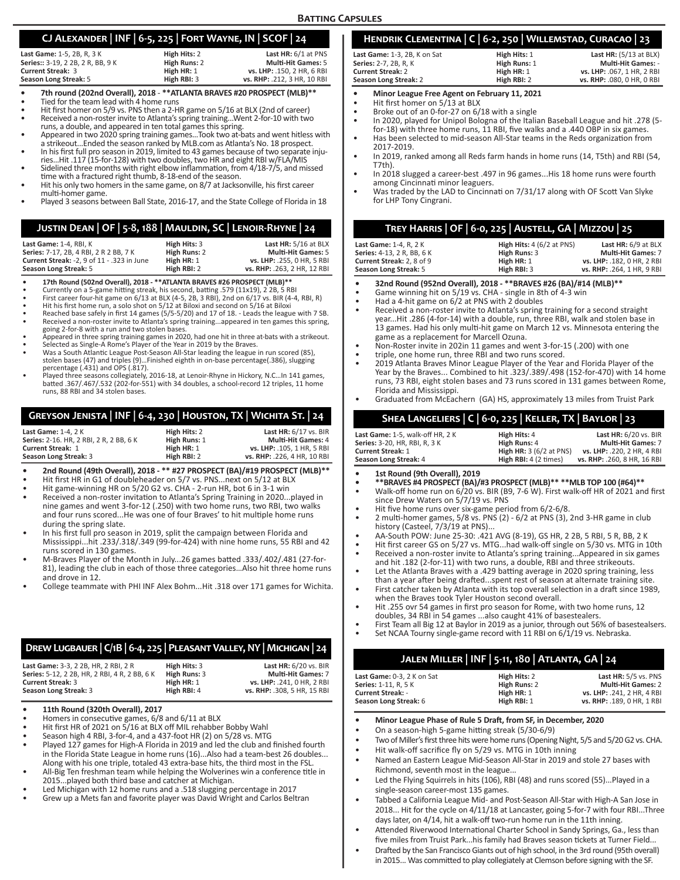## Batting Capsules

### CJ Alexander | INF | 6-5, 225 | Fort Wayne, IN | SCOF | 24

| | | |
|---|---|---|
| **Last Game:** 1-5, 2B, R, 3 K | **High Hits:** 2 | **Last HR:** 6/1 at PNS |
| **Series::** 3-19, 2 2B, 2 R, BB, 9 K | **High Runs:** 2 | **Multi-Hit Games:** 5 |
| **Current Streak:** 3 | **High HR:** 1 | **vs. LHP:** .150, 2 HR, 6 RBI |
| **Season Long Streak:** 5 | **High RBI:** 3 | **vs. RHP:** .212, 3 HR, 10 RBI |

- **7th round (202nd Overall), 2018 - \*\*ATLANTA BRAVES #20 PROSPECT (MLB)\*\***
- Tied for the team lead with 4 home runs
- Hit first homer on 5/9 vs. PNS then a 2-HR game on 5/16 at BLX (2nd of career)
- Received a non-roster invite to Atlanta's spring training...Went 2-for-10 with two runs, a double, and appeared in ten total games this spring.
- Appeared in two 2020 spring training games...Took two at-bats and went hitless with a strikeout...Ended the season ranked by MLB.com as Atlanta's No. 18 prospect.
- In his first full pro season in 2019, limited to 43 games because of two separate injuries...Hit .117 (15-for-128) with two doubles, two HR and eight RBI w/FLA/MIS
- Sidelined three months with right elbow inflammation, from 4/18-7/5, and missed time with a fractured right thumb, 8-18-end of the season.
- Hit his only two homers in the same game, on 8/7 at Jacksonville, his first career multi-homer game.
- Played 3 seasons between Ball State, 2016-17, and the State College of Florida in 18

### Justin Dean | OF | 5-8, 188 | Mauldin, SC | Lenoir-Rhyne | 24

| | | |
|---|---|---|
| **Last Game:** 1-4, RBI, K | **High Hits:** 3 | **Last HR:** 5/16 at BLX |
| **Series:** 7-17, 2B, 4 RBI, 2 R 2 BB, 7 K | **High Runs:** 2 | **Multi-Hit Games:** 5 |
| **Current Streak:** -2, 9 of 11 - .323 in June | **High HR:** 1 | **vs. LHP:** .255, 0 HR, 5 RBI |
| **Season Long Streak:** 5 | **High RBI:** 2 | **vs. RHP:** .263, 2 HR, 12 RBI |

- **17th Round (502nd Overall), 2018 - \*\*ATLANTA BRAVES #26 PROSPECT (MLB)\*\***
- Currently on a 5-game hitting streak, his second, batting .579 (11x19), 2 2B, 5 RBI
- First career four-hit game on 6/13 at BLX (4-5, 2B, 3 RBI), 2nd on 6/17 vs. BIR (4-4, RBI, R)
- Hit his first home run, a solo shot on 5/12 at Biloxi and second on 5/16 at Biloxi
- Reached base safely in first 14 games (5/5-5/20) and 17 of 18. - Leads the league with 7 SB.
- Received a non-roster invite to Atlanta's spring training...appeared in ten games this spring, going 2-for-8 with a run and two stolen bases.
- Appeared in three spring training games in 2020, had one hit in three at-bats with a strikeout.
- Selected as Single-A Rome's Player of the Year in 2019 by the Braves.
- Was a South Atlantic League Post-Season All-Star leading the league in run scored (85), stolen bases (47) and triples (9)...Finished eighth in on-base percentage(.386), slugging percentage (.431) and OPS (.817).
- Played three seasons collegiately, 2016-18, at Lenoir-Rhyne in Hickory, N.C...In 141 games, batted .367/.467/.532 (202-for-551) with 34 doubles, a school-record 12 triples, 11 home runs, 88 RBI and 34 stolen bases.

### Greyson Jenista | INF | 6-4, 230 | Houston, TX | Wichita St. | 24

| | | |
|---|---|---|
| **Last Game:** 1-4, 2 K | **High Hits:** 2 | **Last HR:** 6/17 vs. BIR |
| **Series:** 2-16. HR, 2 RBI, 2 R, 2 BB, 6 K | **High Runs:** 1 | **Multi-Hit Games:** 4 |
| **Current Streak:** 1 | **High HR:** 1 | **vs. LHP:** .105, 1 HR, 5 RBI |
| **Season Long Streak:** 3 | **High RBI:** 2 | **vs. RHP:** .226, 4 HR, 10 RBI |

- **2nd Round (49th Overall), 2018 - \*\* #27 PROSPECT (BA)/#19 PROSPECT (MLB)\*\***
- Hit first HR in G1 of doubleheader on 5/7 vs. PNS...next on 5/12 at BLX
- Hit game-winning HR on 5/20 G2 vs. CHA - 2-run HR, bot 6 in 3-1 win
- Received a non-roster invitation to Atlanta's Spring Training in 2020...played in nine games and went 3-for-12 (.250) with two home runs, two RBI, two walks and four runs scored...He was one of four Braves' to hit multiple home runs during the spring slate.
- In his first full pro season in 2019, split the campaign between Florida and Mississippi...hit .233/.318/.349 (99-for-424) with nine home runs, 55 RBI and 42 runs scored in 130 games.
- M-Braves Player of the Month in July...26 games batted .333/.402/.481 (27-for-81), leading the club in each of those three categories...Also hit three home runs and drove in 12.
- College teammate with PHI INF Alec Bohm...Hit .318 over 171 games for Wichita.

### Drew Lugbauer | C/1B | 6-4, 225 | Pleasant Valley, NY | Michigan | 24

| | | |
|---|---|---|
| **Last Game:** 3-3, 2 2B, HR, 2 RBI, 2 R | **High Hits:** 3 | **Last HR:** 6/20 vs. BIR |
| **Series:** 5-12, 2 2B, HR, 2 RBI, 4 R, 2 BB, 6 K | **High Runs:** 3 | **Multi-Hit Games:** 7 |
| **Current Streak:** 3 | **High HR:** 1 | **vs. LHP:** .241, 0 HR, 2 RBI |
| **Season Long Streak:** 3 | **High RBI:** 4 | **vs. RHP:** .308, 5 HR, 15 RBI |

- **11th Round (320th Overall), 2017**
- Homers in consecutive games, 6/8 and 6/11 at BLX
- Hit first HR of 2021 on 5/16 at BLX off MIL rehabber Bobby Wahl
- Season high 4 RBI, 3-for-4, and a 437-foot HR (2) on 5/28 vs. MTG
- Played 127 games for High-A Florida in 2019 and led the club and finished fourth in the Florida State League in home runs (16)...Also had a team-best 26 doubles... Along with his one triple, totaled 43 extra-base hits, the third most in the FSL.
- All-Big Ten freshman team while helping the Wolverines win a conference title in 2015...played both third base and catcher at Michigan.
- Led Michigan with 12 home runs and a .518 slugging percentage in 2017
- Grew up a Mets fan and favorite player was David Wright and Carlos Beltran

### Hendrik Clementina | C | 6-2, 250 | Willemstad, Curacao | 23

| | | |
|---|---|---|
| **Last Game:** 1-3, 2B, K on Sat | **High Hits:** 1 | **Last HR:** (5/13 at BLX) |
| **Series:** 2-7, 2B, R, K | **High Runs:** 1 | **Multi-Hit Games:** - |
| **Current Streak:** 2 | **High HR:** 1 | **vs. LHP:** .067, 1 HR, 2 RBI |
| **Season Long Streak:** 2 | **High RBI:** 2 | **vs. RHP:** .080, 0 HR, 0 RBI |

- **Minor League Free Agent on February 11, 2021**
- Hit first homer on 5/13 at BLX
- Broke out of an 0-for-27 on 6/18 with a single
- In 2020, played for Unipol Bologna of the Italian Baseball League and hit .278 (5-for-18) with three home runs, 11 RBI, five walks and a .440 OBP in six games.
- Has been selected to mid-season All-Star teams in the Reds organization from 2017-2019.
- In 2019, ranked among all Reds farm hands in home runs (14, T5th) and RBI (54, T7th).
- In 2018 slugged a career-best .497 in 96 games...His 18 home runs were fourth among Cincinnati minor leaguers.
- Was traded by the LAD to Cincinnati on 7/31/17 along with OF Scott Van Slyke for LHP Tony Cingrani.

### Trey Harris | OF | 6-0, 225 | Austell, GA | Mizzou | 25

| | | |
|---|---|---|
| **Last Game:** 1-4, R, 2 K | **High Hits:** 4 (6/2 at PNS) | **Last HR:** 6/9 at BLX |
| **Series:** 4-13, 2 R, BB, 6 K | **High Runs:** 3 | **Multi-Hit Games:** 7 |
| **Current Streak:** 2, 8 of 9 | **High HR:** 1 | **vs. LHP:** .182, 0 HR, 2 RBI |
| **Season Long Streak:** 5 | **High RBI:** 3 | **vs. RHP:** .264, 1 HR, 9 RBI |

- **32nd Round (952nd Overall), 2018 - \*\*BRAVES #26 (BA)/#14 (MLB)\*\***
- Game winning hit on 5/19 vs. CHA - single in 8th of 4-3 win
- Had a 4-hit game on 6/2 at PNS with 2 doubles
- Received a non-roster invite to Atlanta's spring training for a second straight year...Hit .286 (4-for-14) with a double, run, three RBI, walk and stolen base in 13 games. Had his only multi-hit game on March 12 vs. Minnesota entering the game as a replacement for Marcell Ozuna.
- Non-Roster invite in 202in 11 games and went 3-for-15 (.200) with one
- triple, one home run, three RBI and two runs scored.
- 2019 Atlanta Braves Minor League Player of the Year and Florida Player of the Year by the Braves... Combined to hit .323/.389/.498 (152-for-470) with 14 home runs, 73 RBI, eight stolen bases and 73 runs scored in 131 games between Rome, Florida and Mississippi.
- Graduated from McEachern (GA) HS, approximately 13 miles from Truist Park

### Shea Langeliers | C | 6-0, 225 | Keller, TX | Baylor | 23

| | | |
|---|---|---|
| **Last Game:** 1-5, walk-off HR, 2 K | **High Hits:** 4 | **Last HR:** 6/20 vs. BIR |
| **Series:** 3-20, HR, RBI, R, 3 K | **High Runs:** 4 | **Multi-Hit Games:** 7 |
| **Current Streak:** 1 | **High HR:** 3 (6/2 at PNS) | **vs. LHP:** .220, 2 HR, 4 RBI |
| **Season Long Streak:** 4 | **High RBI:** 4 (2 times) | **vs. RHP:** .260, 8 HR, 16 RBI |

- **1st Round (9th Overall), 2019**
- **\*\*BRAVES #4 PROSPECT (BA)/#3 PROSPECT (MLB)\*\* \*\*MLB TOP 100 (#64)\*\***
- Walk-off home run on 6/20 vs. BIR (B9, 7-6 W). First walk-off HR of 2021 and first since Drew Waters on 5/7/19 vs. PNS
- Hit five home runs over six-game period from 6/2-6/8.
- 2 multi-homer games, 5/8 vs. PNS (2) - 6/2 at PNS (3), 2nd 3-HR game in club history (Casteel, 7/3/19 at PNS)...
- AA-South POW: June 25-30: .421 AVG (8-19), GS HR, 2 2B, 5 RBI, 5 R, BB, 2 K
- Hit first career GS on 5/27 vs. MTG...had walk-off single on 5/30 vs. MTG in 10th
- Received a non-roster invite to Atlanta's spring training...Appeared in six games and hit .182 (2-for-11) with two home runs, a double, RBI and three strikeouts.
- Let the Atlanta Braves with a .429 batting average in 2020 spring training, less than a year after being drafted...spent rest of season at alternate training site.
- First catcher taken by Atlanta with its top overall selection in a draft since 1989, when the Braves took Tyler Houston second overall.
- Hit .255 ovr 54 games in first pro season for Rome, with two home runs, 12 doubles, 34 RBI in 54 games ...also caught 41% of basestealers.
- First Team all Big 12 at Baylor in 2019 as a junior, through out 56% of basestealsers.
- Set NCAA Tourny single-game record with 11 RBI on 6/1/19 vs. Nebraska.

### Jalen Miller | INF | 5-11, 180 | Atlanta, GA | 24

| | | |
|---|---|---|
| **Last Game:** 0-3, 2 K on Sat | **High Hits:** 2 | **Last HR:** 5/5 vs. PNS |
| **Series:** 1-11, R, 5 K | **High Runs:** 2 | **Multi-Hit Games:** 2 |
| **Current Streak:** - | **High HR:** 1 | **vs. LHP:** .241, 2 HR, 4 RBI |
| **Season Long Streak:** 6 | **High RBI:** 1 | **vs. RHP:** .189, 0 HR, 1 RBI |

- **Minor League Phase of Rule 5 Draft, from SF, in December, 2020**
- On a season-high 5-game hitting streak (5/30-6/9)
- Two of Miller's first three hits were home runs (Opening Night, 5/5 and 5/20 G2 vs. CHA.
- Hit walk-off sacrifice fly on 5/29 vs. MTG in 10th inning
- Named an Eastern League Mid-Season All-Star in 2019 and stole 27 bases with Richmond, seventh most in the league...
- Led the Flying Squirrels in hits (106), RBI (48) and runs scored (55)...Played in a single-season career-most 135 games.
- Tabbed a California League Mid- and Post-Season All-Star with High-A San Jose in 2018... Hit for the cycle on 4/11/18 at Lancaster, going 5-for-7 with four RBI...Three days later, on 4/14, hit a walk-off two-run home run in the 11th inning.
- Attended Riverwood International Charter School in Sandy Springs, Ga., less than five miles from Truist Park...his family had Braves season tickets at Turner Field...
- Drafted by the San Francisco Giants out of high school, in the 3rd round (95th overall) in 2015... Was committed to play collegiately at Clemson before signing with the SF.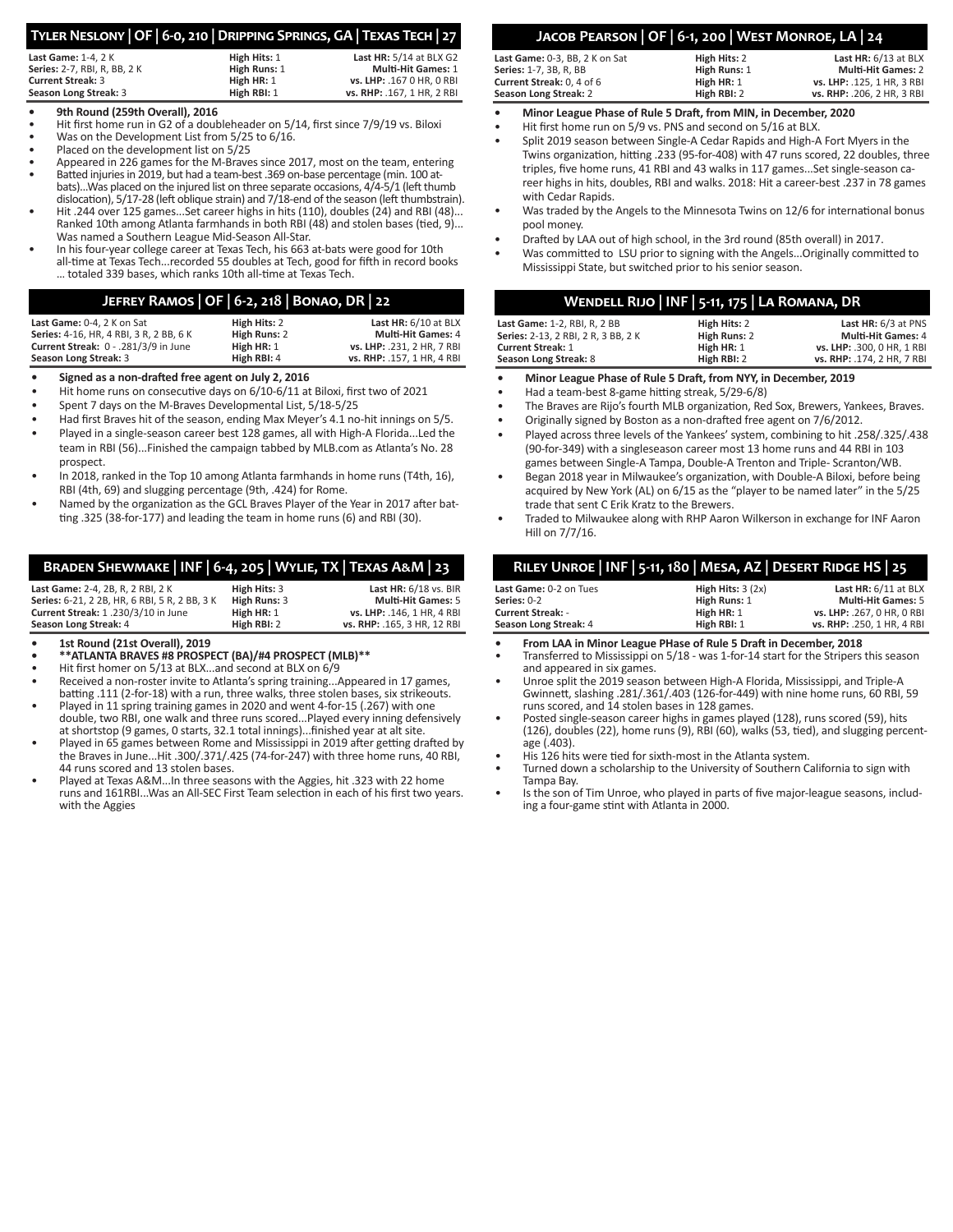## Tyler Neslony | OF | 6-0, 210 | Dripping Springs, GA | Texas Tech | 27

| | | |
|---|---|---|
| **Last Game:** 1-4, 2 K | **High Hits:** 1 | **Last HR:** 5/14 at BLX G2 |
| **Series:** 2-7, RBI, R, BB, 2 K | **High Runs:** 1 | **Multi-Hit Games:** 1 |
| **Current Streak:** 3 | **High HR:** 1 | **vs. LHP:** .167 0 HR, 0 RBI |
| **Season Long Streak:** 3 | **High RBI:** 1 | **vs. RHP:** .167, 1 HR, 2 RBI |

- **9th Round (259th Overall), 2016**
- Hit first home run in G2 of a doubleheader on 5/14, first since 7/9/19 vs. Biloxi
- Was on the Development List from 5/25 to 6/16.
- Placed on the development list on 5/25
- Appeared in 226 games for the M-Braves since 2017, most on the team, entering
- Batted injuries in 2019, but had a team-best .369 on-base percentage (min. 100 at-bats)...Was placed on the injured list on three separate occasions, 4/4-5/1 (left thumb dislocation), 5/17-28 (left oblique strain) and 7/18-end of the season (left thumbstrain).
- Hit .244 over 125 games...Set career highs in hits (110), doubles (24) and RBI (48)... Ranked 10th among Atlanta farmhands in both RBI (48) and stolen bases (tied, 9)... Was named a Southern League Mid-Season All-Star.
- In his four-year college career at Texas Tech, his 663 at-bats were good for 10th all-time at Texas Tech...recorded 55 doubles at Tech, good for fifth in record books ... totaled 339 bases, which ranks 10th all-time at Texas Tech.

## Jefrey Ramos | OF | 6-2, 218 | Bonao, DR | 22

| | | |
|---|---|---|
| **Last Game:** 0-4, 2 K on Sat | **High Hits:** 2 | **Last HR:** 6/10 at BLX |
| **Series:** 4-16, HR, 4 RBI, 3 R, 2 BB, 6 K | **High Runs:** 2 | **Multi-Hit Games:** 4 |
| **Current Streak:** 0 - .281/3/9 in June | **High HR:** 1 | **vs. LHP:** .231, 2 HR, 7 RBI |
| **Season Long Streak:** 3 | **High RBI:** 4 | **vs. RHP:** .157, 1 HR, 4 RBI |

- **Signed as a non-drafted free agent on July 2, 2016**
- Hit home runs on consecutive days on 6/10-6/11 at Biloxi, first two of 2021
- Spent 7 days on the M-Braves Developmental List, 5/18-5/25
- Had first Braves hit of the season, ending Max Meyer's 4.1 no-hit innings on 5/5.
- Played in a single-season career best 128 games, all with High-A Florida...Led the team in RBI (56)...Finished the campaign tabbed by MLB.com as Atlanta's No. 28 prospect.
- In 2018, ranked in the Top 10 among Atlanta farmhands in home runs (T4th, 16), RBI (4th, 69) and slugging percentage (9th, .424) for Rome.
- Named by the organization as the GCL Braves Player of the Year in 2017 after batting .325 (38-for-177) and leading the team in home runs (6) and RBI (30).

## Braden Shewmake | INF | 6-4, 205 | Wylie, TX | Texas A&M | 23

| | | |
|---|---|---|
| **Last Game:** 2-4, 2B, R, 2 RBI, 2 K | **High Hits:** 3 | **Last HR:** 6/18 vs. BIR |
| **Series:** 6-21, 2 2B, HR, 6 RBI, 5 R, 2 BB, 3 K | **High Runs:** 3 | **Multi-Hit Games:** 5 |
| **Current Streak:** 1 .230/3/10 in June | **High HR:** 1 | **vs. LHP:** .146, 1 HR, 4 RBI |
| **Season Long Streak:** 4 | **High RBI:** 2 | **vs. RHP:** .165, 3 HR, 12 RBI |

- **1st Round (21st Overall), 2019**
- ****ATLANTA BRAVES #8 PROSPECT (BA)/#4 PROSPECT (MLB)****
- Hit first homer on 5/13 at BLX...and second at BLX on 6/9
- Received a non-roster invite to Atlanta's spring training...Appeared in 17 games, batting .111 (2-for-18) with a run, three walks, three stolen bases, six strikeouts.
- Played in 11 spring training games in 2020 and went 4-for-15 (.267) with one double, two RBI, one walk and three runs scored...Played every inning defensively at shortstop (9 games, 0 starts, 32.1 total innings)...finished year at alt site.
- Played in 65 games between Rome and Mississippi in 2019 after getting drafted by the Braves in June...Hit .300/.371/.425 (74-for-247) with three home runs, 40 RBI, 44 runs scored and 13 stolen bases.
- Played at Texas A&M...In three seasons with the Aggies, hit .323 with 22 home runs and 161RBI...Was an All-SEC First Team selection in each of his first two years. with the Aggies

## Jacob Pearson | OF | 6-1, 200 | West Monroe, LA | 24

| | | |
|---|---|---|
| **Last Game:** 0-3, BB, 2 K on Sat | **High Hits:** 2 | **Last HR:** 6/13 at BLX |
| **Series:** 1-7, 3B, R, BB | **High Runs:** 1 | **Multi-Hit Games:** 2 |
| **Current Streak:** 0, 4 of 6 | **High HR:** 1 | **vs. LHP:** .125, 1 HR, 3 RBI |
| **Season Long Streak:** 2 | **High RBI:** 2 | **vs. RHP:** .206, 2 HR, 3 RBI |

- **Minor League Phase of Rule 5 Draft, from MIN, in December, 2020**
- Hit first home run on 5/9 vs. PNS and second on 5/16 at BLX.
- Split 2019 season between Single-A Cedar Rapids and High-A Fort Myers in the Twins organization, hitting .233 (95-for-408) with 47 runs scored, 22 doubles, three triples, five home runs, 41 RBI and 43 walks in 117 games...Set single-season career highs in hits, doubles, RBI and walks. 2018: Hit a career-best .237 in 78 games with Cedar Rapids.
- Was traded by the Angels to the Minnesota Twins on 12/6 for international bonus pool money.
- Drafted by LAA out of high school, in the 3rd round (85th overall) in 2017.
- Was committed to LSU prior to signing with the Angels...Originally committed to Mississippi State, but switched prior to his senior season.

## Wendell Rijo | INF | 5-11, 175 | La Romana, DR

| | | |
|---|---|---|
| **Last Game:** 1-2, RBI, R, 2 BB | **High Hits:** 2 | **Last HR:** 6/3 at PNS |
| **Series:** 2-13, 2 RBI, 2 R, 3 BB, 2 K | **High Runs:** 2 | **Multi-Hit Games:** 4 |
| **Current Streak:** 1 | **High HR:** 1 | **vs. LHP:** .300, 0 HR, 1 RBI |
| **Season Long Streak:** 8 | **High RBI:** 2 | **vs. RHP:** .174, 2 HR, 7 RBI |

- **Minor League Phase of Rule 5 Draft, from NYY, in December, 2019**
- Had a team-best 8-game hitting streak, 5/29-6/8)
- The Braves are Rijo's fourth MLB organization, Red Sox, Brewers, Yankees, Braves.
- Originally signed by Boston as a non-drafted free agent on 7/6/2012.
- Played across three levels of the Yankees' system, combining to hit .258/.325/.438 (90-for-349) with a singleseason career most 13 home runs and 44 RBI in 103 games between Single-A Tampa, Double-A Trenton and Triple- Scranton/WB.
- Began 2018 year in Milwaukee's organization, with Double-A Biloxi, before being acquired by New York (AL) on 6/15 as the "player to be named later" in the 5/25 trade that sent C Erik Kratz to the Brewers.
- Traded to Milwaukee along with RHP Aaron Wilkerson in exchange for INF Aaron Hill on 7/7/16.

## Riley Unroe | INF | 5-11, 180 | Mesa, AZ | Desert Ridge HS | 25

| | | |
|---|---|---|
| **Last Game:** 0-2 on Tues | **High Hits:** 3 (2x) | **Last HR:** 6/11 at BLX |
| **Series:** 0-2 | **High Runs:** 1 | **Multi-Hit Games:** 5 |
| **Current Streak:** - | **High HR:** 1 | **vs. LHP:** .267, 0 HR, 0 RBI |
| **Season Long Streak:** 4 | **High RBI:** 1 | **vs. RHP:** .250, 1 HR, 4 RBI |

- **From LAA in Minor League PHase of Rule 5 Draft in December, 2018**
- Transferred to Mississippi on 5/18 - was 1-for-14 start for the Stripers this season and appeared in six games.
- Unroe split the 2019 season between High-A Florida, Mississippi, and Triple-A Gwinnett, slashing .281/.361/.403 (126-for-449) with nine home runs, 60 RBI, 59 runs scored, and 14 stolen bases in 128 games.
- Posted single-season career highs in games played (128), runs scored (59), hits (126), doubles (22), home runs (9), RBI (60), walks (53, tied), and slugging percentage (.403).
- His 126 hits were tied for sixth-most in the Atlanta system.
- Turned down a scholarship to the University of Southern California to sign with Tampa Bay.
- Is the son of Tim Unroe, who played in parts of five major-league seasons, including a four-game stint with Atlanta in 2000.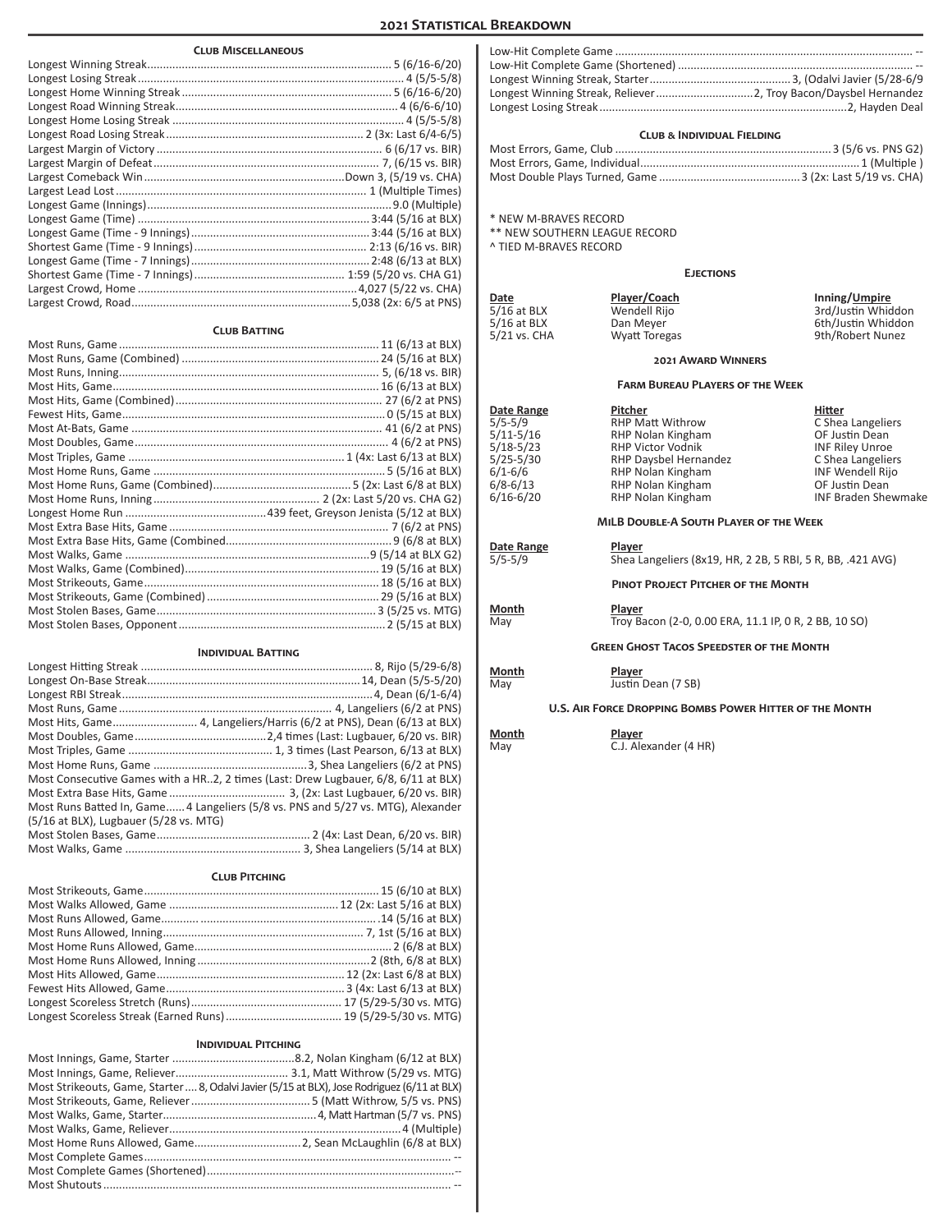# 2021 Statistical Breakdown

## Club Miscellaneous

| | |
|---|---|
| Longest Winning Streak | 5 (6/16-6/20) |
| Longest Losing Streak | 4 (5/5-5/8) |
| Longest Home Winning Streak | 5 (6/16-6/20) |
| Longest Road Winning Streak | 4 (6/6-6/10) |
| Longest Home Losing Streak | 4 (5/5-5/8) |
| Longest Road Losing Streak | 2 (3x: Last 6/4-6/5) |
| Largest Margin of Victory | 6 (6/17 vs. BIR) |
| Largest Margin of Defeat | 7, (6/15 vs. BIR) |
| Largest Comeback Win | Down 3, (5/19 vs. CHA) |
| Largest Lead Lost | 1 (Multiple Times) |
| Longest Game (Innings) | 9.0 (Multiple) |
| Longest Game (Time) | 3:44 (5/16 at BLX) |
| Longest Game (Time - 9 Innings) | 3:44 (5/16 at BLX) |
| Shortest Game (Time - 9 Innings) | 2:13 (6/16 vs. BIR) |
| Longest Game (Time - 7 Innings) | 2:48 (6/13 at BLX) |
| Shortest Game (Time - 7 Innings) | 1:59 (5/20 vs. CHA G1) |
| Largest Crowd, Home | 4,027 (5/22 vs. CHA) |
| Largest Crowd, Road | 5,038 (2x: 6/5 at PNS) |

## Club Batting

| | |
|---|---|
| Most Runs, Game | 11 (6/13 at BLX) |
| Most Runs, Game (Combined) | 24 (5/16 at BLX) |
| Most Runs, Inning | 5, (6/18 vs. BIR) |
| Most Hits, Game | 16 (6/13 at BLX) |
| Most Hits, Game (Combined) | 27 (6/2 at PNS) |
| Fewest Hits, Game | 0 (5/15 at BLX) |
| Most At-Bats, Game | 41 (6/2 at PNS) |
| Most Doubles, Game | 4 (6/2 at PNS) |
| Most Triples, Game | 1 (4x: Last 6/13 at BLX) |
| Most Home Runs, Game | 5 (5/16 at BLX) |
| Most Home Runs, Game (Combined) | 5 (2x: Last 6/8 at BLX) |
| Most Home Runs, Inning | 2 (2x: Last 5/20 vs. CHA G2) |
| Longest Home Run | 439 feet, Greyson Jenista (5/12 at BLX) |
| Most Extra Base Hits, Game | 7 (6/2 at PNS) |
| Most Extra Base Hits, Game (Combined) | 9 (6/8 at BLX) |
| Most Walks, Game | 9 (5/14 at BLX G2) |
| Most Walks, Game (Combined) | 19 (5/16 at BLX) |
| Most Strikeouts, Game | 18 (5/16 at BLX) |
| Most Strikeouts, Game (Combined) | 29 (5/16 at BLX) |
| Most Stolen Bases, Game | 3 (5/25 vs. MTG) |
| Most Stolen Bases, Opponent | 2 (5/15 at BLX) |

## Individual Batting

| | |
|---|---|
| Longest Hitting Streak | 8, Rijo (5/29-6/8) |
| Longest On-Base Streak | 14, Dean (5/5-5/20) |
| Longest RBI Streak | 4, Dean (6/1-6/4) |
| Most Runs, Game | 4, Langeliers (6/2 at PNS) |
| Most Hits, Game | 4, Langeliers/Harris (6/2 at PNS), Dean (6/13 at BLX) |
| Most Doubles, Game | 2,4 times (Last: Lugbauer, 6/20 vs. BIR) |
| Most Triples, Game | 1, 3 times (Last Pearson, 6/13 at BLX) |
| Most Home Runs, Game | 3, Shea Langeliers (6/2 at PNS) |
| Most Consecutive Games with a HR | 2, 2 times (Last: Drew Lugbauer, 6/8, 6/11 at BLX) |
| Most Extra Base Hits, Game | 3, (2x: Last Lugbauer, 6/20 vs. BIR) |
| Most Runs Batted In, Game | 4 Langeliers (5/8 vs. PNS and 5/27 vs. MTG), Alexander (5/16 at BLX), Lugbauer (5/28 vs. MTG) |
| Most Stolen Bases, Game | 2 (4x: Last Dean, 6/20 vs. BIR) |
| Most Walks, Game | 3, Shea Langeliers (5/14 at BLX) |

## Club Pitching

| | |
|---|---|
| Most Strikeouts, Game | 15 (6/10 at BLX) |
| Most Walks Allowed, Game | 12 (2x: Last 5/16 at BLX) |
| Most Runs Allowed, Game | 14 (5/16 at BLX) |
| Most Runs Allowed, Inning | 7, 1st (5/16 at BLX) |
| Most Home Runs Allowed, Game | 2 (6/8 at BLX) |
| Most Home Runs Allowed, Inning | 2 (8th, 6/8 at BLX) |
| Most Hits Allowed, Game | 12 (2x: Last 6/8 at BLX) |
| Fewest Hits Allowed, Game | 3 (4x: Last 6/13 at BLX) |
| Longest Scoreless Stretch (Runs) | 17 (5/29-5/30 vs. MTG) |
| Longest Scoreless Streak (Earned Runs) | 19 (5/29-5/30 vs. MTG) |

## Individual Pitching

| | |
|---|---|
| Most Innings, Game, Starter | 8.2, Nolan Kingham (6/12 at BLX) |
| Most Innings, Game, Reliever | 3.1, Matt Withrow (5/29 vs. MTG) |
| Most Strikeouts, Game, Starter | 8, Odalvi Javier (5/15 at BLX), Jose Rodriguez (6/11 at BLX) |
| Most Strikeouts, Game, Reliever | 5 (Matt Withrow, 5/5 vs. PNS) |
| Most Walks, Game, Starter | 4, Matt Hartman (5/7 vs. PNS) |
| Most Walks, Game, Reliever | 4 (Multiple) |
| Most Home Runs Allowed, Game | 2, Sean McLaughlin (6/8 at BLX) |
| Most Complete Games | -- |
| Most Complete Games (Shortened) | -- |
| Most Shutouts | -- |
| Low-Hit Complete Game | -- |
| Low-Hit Complete Game (Shortened) | -- |
| Longest Winning Streak, Starter | 3, (Odalvi Javier (5/28-6/9 |
| Longest Winning Streak, Reliever | 2, Troy Bacon/Daysbel Hernandez |
| Longest Losing Streak | 2, Hayden Deal |

## Club & Individual Fielding

| | |
|---|---|
| Most Errors, Game, Club | 3 (5/6 vs. PNS G2) |
| Most Errors, Game, Individual | 1 (Multiple ) |
| Most Double Plays Turned, Game | 3 (2x: Last 5/19 vs. CHA) |

\* NEW M-BRAVES RECORD
\*\* NEW SOUTHERN LEAGUE RECORD
^ TIED M-BRAVES RECORD

## Ejections

| Date | Player/Coach | Inning/Umpire |
|---|---|---|
| 5/16 at BLX | Wendell Rijo | 3rd/Justin Whiddon |
| 5/16 at BLX | Dan Meyer | 6th/Justin Whiddon |
| 5/21 vs. CHA | Wyatt Toregas | 9th/Robert Nunez |

## 2021 Award Winners

### Farm Bureau Players of the Week

| Date Range | Pitcher | Hitter |
|---|---|---|
| 5/5-5/9 | RHP Matt Withrow | C Shea Langeliers |
| 5/11-5/16 | RHP Nolan Kingham | OF Justin Dean |
| 5/18-5/23 | RHP Victor Vodnik | INF Riley Unroe |
| 5/25-5/30 | RHP Daysbel Hernandez | C Shea Langeliers |
| 6/1-6/6 | RHP Nolan Kingham | INF Wendell Rijo |
| 6/8-6/13 | RHP Nolan Kingham | OF Justin Dean |
| 6/16-6/20 | RHP Nolan Kingham | INF Braden Shewmake |

### MiLB Double-A South Player of the Week

| Date Range | Player |
|---|---|
| 5/5-5/9 | Shea Langeliers (8x19, HR, 2 2B, 5 RBI, 5 R, BB, .421 AVG) |

### Pinot Project Pitcher of the Month

| Month | Player |
|---|---|
| May | Troy Bacon (2-0, 0.00 ERA, 11.1 IP, 0 R, 2 BB, 10 SO) |

### Green Ghost Tacos Speedster of the Month

| Month | Player |
|---|---|
| May | Justin Dean (7 SB) |

### U.S. Air Force Dropping Bombs Power Hitter of the Month

| Month | Player |
|---|---|
| May | C.J. Alexander (4 HR) |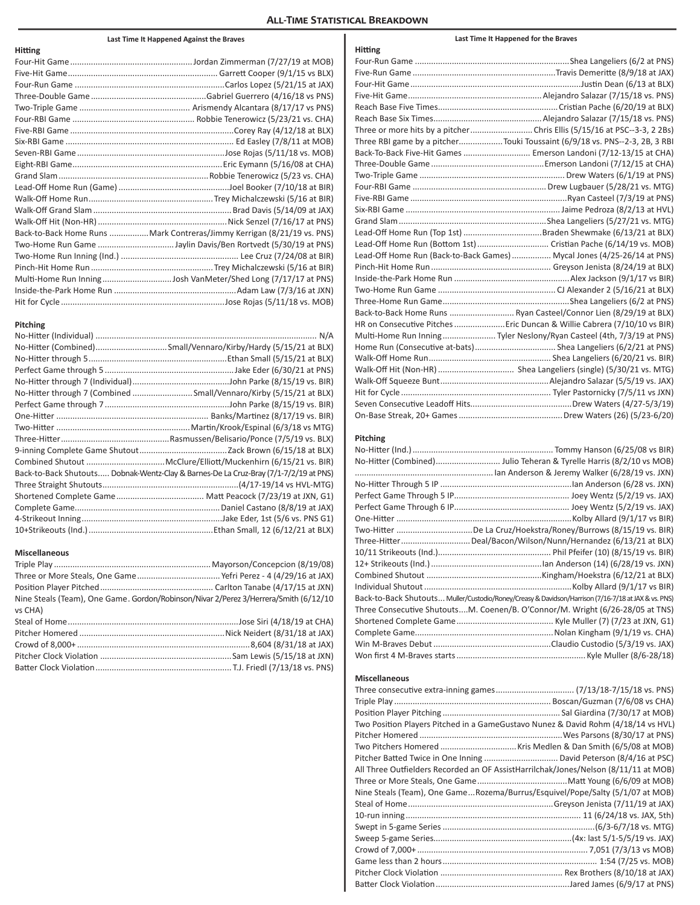# All-Time Statistical Breakdown

## Last Time It Happened Against the Braves

### Hitting

- Four-Hit Game ..... Jordan Zimmerman (7/27/19 at MOB)
- Five-Hit Game ..... Garrett Cooper (9/1/15 vs BLX)
- Four-Run Game ..... Carlos Lopez (5/21/15 at JAX)
- Three-Double Game ..... Gabriel Guerrero (4/16/18 vs PNS)
- Two-Triple Game ..... Arismendy Alcantara (8/17/17 vs PNS)
- Four-RBI Game ..... Robbie Tenerowicz (5/23/21 vs. CHA)
- Five-RBI Game ..... Corey Ray (4/12/18 at BLX)
- Six-RBI Game ..... Ed Easley (7/8/11 at MOB)
- Seven-RBI Game ..... Jose Rojas (5/11/18 vs. MOB)
- Eight-RBI Game ..... Eric Eymann (5/16/08 at CHA)
- Grand Slam ..... Robbie Tenerowicz (5/23 vs. CHA)
- Lead-Off Home Run (Game) ..... Joel Booker (7/10/18 at BIR)
- Walk-Off Home Run ..... Trey Michalczewski (5/16 at BIR)
- Walk-Off Grand Slam ..... Brad Davis (5/14/09 at JAX)
- Walk-Off Hit (Non-HR) ..... Nick Senzel (7/16/17 at PNS)
- Back-to-Back Home Runs ..... Mark Contreras/Jimmy Kerrigan (8/21/19 vs. PNS)
- Two-Home Run Game ..... Jaylin Davis/Ben Rortvedt (5/30/19 at PNS)
- Two-Home Run Inning (Ind.) ..... Lee Cruz (7/24/08 at BIR)
- Pinch-Hit Home Run ..... Trey Michalczewski (5/16 at BIR)
- Multi-Home Run Inning ..... Josh VanMeter/Shed Long (7/17/17 at PNS)
- Inside-the-Park Home Run ..... Adam Law (7/3/16 at JXN)
- Hit for Cycle ..... Jose Rojas (5/11/18 vs. MOB)

### Pitching

- No-Hitter (Individual) ..... N/A
- No-Hitter (Combined) ..... Small/Vennaro/Kirby/Hardy (5/15/21 at BLX)
- No-Hitter through 5 ..... Ethan Small (5/15/21 at BLX)
- Perfect Game through 5 ..... Jake Eder (6/30/21 at PNS)
- No-Hitter through 7 (Individual) ..... John Parke (8/15/19 vs. BIR)
- No-Hitter through 7 (Combined ..... Small/Vennaro/Kirby (5/15/21 at BLX)
- Perfect Game through 7 ..... John Parke (8/15/19 vs. BIR)
- One-Hitter ..... Banks/Martinez (8/17/19 vs. BIR)
- Two-Hitter ..... Martin/Krook/Espinal (6/3/18 vs MTG)
- Three-Hitter ..... Rasmussen/Belisario/Ponce (7/5/19 vs. BLX)
- 9-inning Complete Game Shutout ..... Zack Brown (6/15/18 at BLX)
- Combined Shutout ..... McClure/Elliott/Muckenhirn (6/15/21 vs. BIR)
- Back-to-Back Shutouts ..... Dobnak-Wentz-Clay & Barnes-De La Cruz-Bray (7/1-7/2/19 at PNS)
- Three Straight Shutouts ..... (4/17-19/14 vs HVL-MTG)
- Shortened Complete Game ..... Matt Peacock (7/23/19 at JXN, G1)
- Complete Game ..... Daniel Castano (8/8/19 at JAX)
- 4-Strikeout Inning ..... Jake Eder, 1st (5/6 vs. PNS G1)
- 10+Strikeouts (Ind.) ..... Ethan Small, 12 (6/12/21 at BLX)

### Miscellaneous

- Triple Play ..... Mayorson/Concepcion (8/19/08)
- Three or More Steals, One Game ..... Yefri Perez - 4 (4/29/16 at JAX)
- Position Player Pitched ..... Carlton Tanabe (4/17/15 at JXN)
- Nine Steals (Team), One Game . Gordon/Robinson/Nivar 2/Perez 3/Herrera/Smith (6/12/10 vs CHA)
- Steal of Home ..... Jose Siri (4/18/19 at CHA)
- Pitcher Homered ..... Nick Neidert (8/31/18 at JAX)
- Crowd of 8,000+ ..... 8,604 (8/31/18 at JAX)
- Pitcher Clock Violation ..... Sam Lewis (5/15/18 at JXN)
- Batter Clock Violation ..... T.J. Friedl (7/13/18 vs. PNS)

## Last Time It Happened for the Braves

### Hitting

- Four-Run Game ..... Shea Langeliers (6/2 at PNS)
- Five-Run Game ..... Travis Demeritte (8/9/18 at JAX)
- Four-Hit Game ..... Justin Dean (6/13 at BLX)
- Five-Hit Game ..... Alejandro Salazar (7/15/18 vs. PNS)
- Reach Base Five Times ..... Cristian Pache (6/20/19 at BLX)
- Reach Base Six Times ..... Alejandro Salazar (7/15/18 vs. PNS)
- Three or more hits by a pitcher ..... Chris Ellis (5/15/16 at PSC--3-3, 2 2Bs)
- Three RBI game by a pitcher ..... Touki Toussaint (6/9/18 vs. PNS--2-3, 2B, 3 RBI
- Back-To-Back Five-Hit Games ..... Emerson Landoni (7/12-13/15 at CHA)
- Three-Double Game ..... Emerson Landoni (7/12/15 at CHA)
- Two-Triple Game ..... Drew Waters (6/1/19 at PNS)
- Four-RBI Game ..... Drew Lugbauer (5/28/21 vs. MTG)
- Five-RBI Game ..... Ryan Casteel (7/3/19 at PNS)
- Six-RBI Game ..... Jaime Pedroza (8/2/13 at HVL)
- Grand Slam ..... Shea Langeliers (5/27/21 vs. MTG)
- Lead-Off Home Run (Top 1st) ..... Braden Shewmake (6/13/21 at BLX)
- Lead-Off Home Run (Bottom 1st) ..... Cristian Pache (6/14/19 vs. MOB)
- Lead-Off Home Run (Back-to-Back Games) ..... Mycal Jones (4/25-26/14 at PNS)
- Pinch-Hit Home Run ..... Greyson Jenista (8/24/19 at BLX)
- Inside-the-Park Home Run ..... Alex Jackson (9/1/17 vs BIR)
- Two-Home Run Game ..... CJ Alexander 2 (5/16/21 at BLX)
- Three-Home Run Game ..... Shea Langeliers (6/2 at PNS)
- Back-to-Back Home Runs ..... Ryan Casteel/Connor Lien (8/29/19 at BLX)
- HR on Consecutive Pitches ..... Eric Duncan & Willie Cabrera (7/10/10 vs BIR)
- Multi-Home Run Inning ..... Tyler Neslony/Ryan Casteel (4th, 7/3/19 at PNS)
- Home Run (Consecutive at-bats) ..... Shea Langeliers (6/2/21 at PNS)
- Walk-Off Home Run ..... Shea Langeliers (6/20/21 vs. BIR)
- Walk-Off Hit (Non-HR) ..... Shea Langeliers (single) (5/30/21 vs. MTG)
- Walk-Off Squeeze Bunt ..... Alejandro Salazar (5/5/19 vs. JAX)
- Hit for Cycle ..... Tyler Pastornicky (7/5/11 vs JXN)
- Seven Consecutive Leadoff Hits ..... Drew Waters (4/27-5/3/19)
- On-Base Streak, 20+ Games ..... Drew Waters (26) (5/23-6/20)

### Pitching

- No-Hitter (Ind.) ..... Tommy Hanson (6/25/08 vs BIR)
- No-Hitter (Combined) ..... Julio Teheran & Tyrelle Harris (8/2/10 vs MOB)
- ..... Ian Anderson & Jeremy Walker (6/28/19 vs. JXN)
- No-Hitter Through 5 IP ..... Ian Anderson (6/28 vs. JXN)
- Perfect Game Through 5 IP ..... Joey Wentz (5/2/19 vs. JAX)
- Perfect Game Through 6 IP ..... Joey Wentz (5/2/19 vs. JAX)
- One-Hitter ..... Kolby Allard (9/1/17 vs BIR)
- Two-Hitter ..... De La Cruz/Hoekstra/Roney/Burrows (8/15/19 vs. BIR)
- Three-Hitter ..... Deal/Bacon/Wilson/Nunn/Hernandez (6/13/21 at BLX)
- 10/11 Strikeouts (Ind.) ..... Phil Pfeifer (10) (8/15/19 vs. BIR)
- 12+ Strikeouts (Ind.) ..... Ian Anderson (14) (6/28/19 vs. JXN)
- Combined Shutout ..... Kingham/Hoekstra (6/12/21 at BLX)
- Individual Shutout ..... Kolby Allard (9/1/17 vs BIR)
- Back-to-Back Shutouts ... Muller/Custodio/Roney/Creasy & Davidson/Harrison (7/16-7/18 at JAX & vs. PNS)
- Three Consecutive Shutouts ....M. Coenen/B. O'Connor/M. Wright (6/26-28/05 at TNS)
- Shortened Complete Game ..... Kyle Muller (7) (7/23 at JXN, G1)
- Complete Game ..... Nolan Kingham (9/1/19 vs. CHA)
- Win M-Braves Debut ..... Claudio Custodio (5/3/19 vs. JAX)
- Won first 4 M-Braves starts ..... Kyle Muller (8/6-28/18)

### Miscellaneous

- Three consecutive extra-inning games ..... (7/13/18-7/15/18 vs. PNS)
- Triple Play ..... Boscan/Guzman (7/6/08 vs CHA)
- Position Player Pitching ..... Sal Giardina (7/30/17 at MOB)
- Two Position Players Pitched in a Game Gustavo Nunez & David Rohm (4/18/14 vs HVL)
- Pitcher Homered ..... Wes Parsons (8/30/17 at PNS)
- Two Pitchers Homered ..... Kris Medlen & Dan Smith (6/5/08 at MOB)
- Pitcher Batted Twice in One Inning ..... David Peterson (8/4/16 at PSC)
- All Three Outfielders Recorded an OF Assist Harrilchak/Jones/Nelson (8/11/11 at MOB)
- Three or More Steals, One Game ..... Matt Young (6/6/09 at MOB)
- Nine Steals (Team), One Game ... Rozema/Burrus/Esquivel/Pope/Salty (5/1/07 at MOB)
- Steal of Home ..... Greyson Jenista (7/11/19 at JAX)
- 10-run inning ..... 11 (6/24/18 vs. JAX, 5th)
- Swept in 5-game Series ..... (6/3-6/7/18 vs. MTG)
- Sweep 5-game Series ..... (4x: last 5/1-5/5/19 vs. JAX)
- Crowd of 7,000+ ..... 7,051 (7/3/13 vs MOB)
- Game less than 2 hours ..... 1:54 (7/25 vs. MOB)
- Pitcher Clock Violation ..... Rex Brothers (8/10/18 at JAX)
- Batter Clock Violation ..... Jared James (6/9/17 at PNS)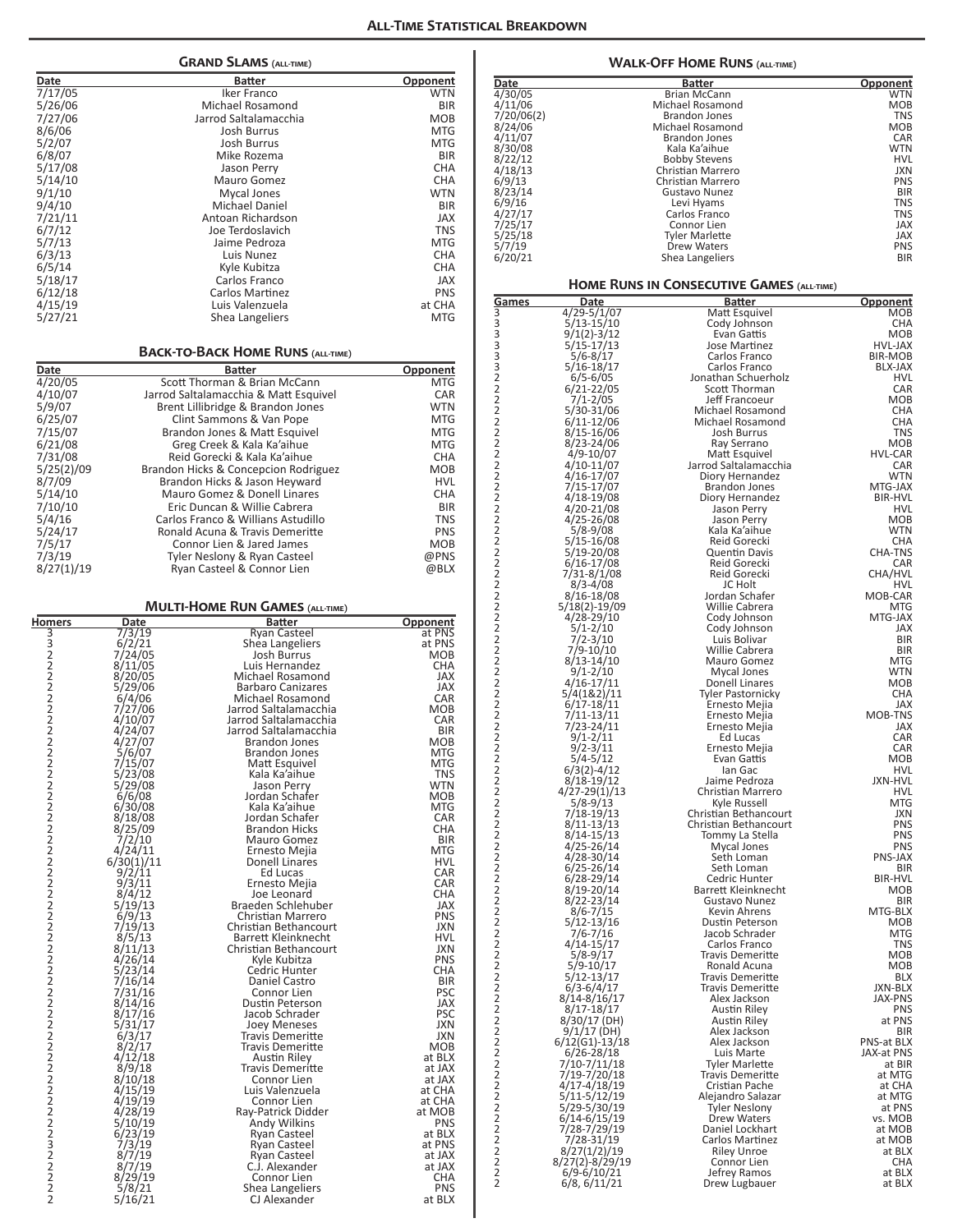# All-Time Statistical Breakdown

## Grand Slams (all-time)

| Date | Batter | Opponent |
|---|---|---|
| 7/17/05 | Iker Franco | WTN |
| 5/26/06 | Michael Rosamond | BIR |
| 7/27/06 | Jarrod Saltalamacchia | MOB |
| 8/6/06 | Josh Burrus | MTG |
| 5/2/07 | Josh Burrus | MTG |
| 6/8/07 | Mike Rozema | BIR |
| 5/17/08 | Jason Perry | CHA |
| 5/14/10 | Mauro Gomez | CHA |
| 9/1/10 | Mycal Jones | WTN |
| 9/4/10 | Michael Daniel | BIR |
| 7/21/11 | Antoan Richardson | JAX |
| 6/7/12 | Joe Terdoslavich | TNS |
| 5/7/13 | Jaime Pedroza | MTG |
| 6/3/13 | Luis Nunez | CHA |
| 6/5/14 | Kyle Kubitza | CHA |
| 5/18/17 | Carlos Franco | JAX |
| 6/12/18 | Carlos Martinez | PNS |
| 4/15/19 | Luis Valenzuela | at CHA |
| 5/27/21 | Shea Langeliers | MTG |

## Back-to-Back Home Runs (all-time)

| Date | Batter | Opponent |
|---|---|---|
| 4/20/05 | Scott Thorman & Brian McCann | MTG |
| 4/10/07 | Jarrod Saltalamacchia & Matt Esquivel | CAR |
| 5/9/07 | Brent Lillibridge & Brandon Jones | WTN |
| 6/25/07 | Clint Sammons & Van Pope | MTG |
| 7/15/07 | Brandon Jones & Matt Esquivel | MTG |
| 6/21/08 | Greg Creek & Kala Ka'aihue | MTG |
| 7/31/08 | Reid Gorecki & Kala Ka'aihue | CHA |
| 5/25(2)/09 | Brandon Hicks & Concepcion Rodriguez | MOB |
| 8/7/09 | Brandon Hicks & Jason Heyward | HVL |
| 5/14/10 | Mauro Gomez & Donell Linares | CHA |
| 7/10/10 | Eric Duncan & Willie Cabrera | BIR |
| 5/4/16 | Carlos Franco & Willians Astudillo | TNS |
| 5/24/17 | Ronald Acuna & Travis Demeritte | PNS |
| 7/5/17 | Connor Lien & Jared James | MOB |
| 7/3/19 | Tyler Neslony & Ryan Casteel | @PNS |
| 8/27(1)/19 | Ryan Casteel & Connor Lien | @BLX |

## Multi-Home Run Games (all-time)

| Homers | Date | Batter | Opponent |
|---|---|---|---|
| 3 | 7/3/19 | Ryan Casteel | at PNS |
| 3 | 6/2/21 | Shea Langeliers | at PNS |
| 2 | 7/24/05 | Josh Burrus | MOB |
| 2 | 8/11/05 | Luis Hernandez | CHA |
| 2 | 8/20/05 | Michael Rosamond | JAX |
| 2 | 5/29/06 | Barbaro Canizares | JAX |
| 2 | 6/4/06 | Michael Rosamond | CAR |
| 2 | 7/27/06 | Jarrod Saltalamacchia | MOB |
| 2 | 4/10/07 | Jarrod Saltalamacchia | CAR |
| 2 | 4/24/07 | Jarrod Saltalamacchia | BIR |
| 2 | 4/27/07 | Brandon Jones | MOB |
| 2 | 5/6/07 | Brandon Jones | MTG |
| 2 | 7/15/07 | Matt Esquivel | MTG |
| 2 | 5/23/08 | Kala Ka'aihue | TNS |
| 2 | 5/29/08 | Jason Perry | WTN |
| 2 | 6/6/08 | Jordan Schafer | MOB |
| 2 | 6/30/08 | Kala Ka'aihue | MTG |
| 2 | 8/18/08 | Jordan Schafer | CAR |
| 2 | 8/25/09 | Brandon Hicks | CHA |
| 2 | 7/2/10 | Mauro Gomez | BIR |
| 2 | 4/24/11 | Ernesto Mejia | MTG |
| 2 | 6/30(1)/11 | Donell Linares | HVL |
| 2 | 9/2/11 | Ed Lucas | CAR |
| 2 | 9/3/11 | Ernesto Mejia | CAR |
| 2 | 8/4/12 | Joe Leonard | CHA |
| 2 | 5/19/13 | Braeden Schlehuber | JAX |
| 2 | 6/9/13 | Christian Marrero | PNS |
| 2 | 7/19/13 | Christian Bethancourt | JXN |
| 2 | 8/5/13 | Barrett Kleinknecht | HVL |
| 2 | 8/11/13 | Christian Bethancourt | JXN |
| 2 | 4/26/14 | Kyle Kubitza | PNS |
| 2 | 5/23/14 | Cedric Hunter | CHA |
| 2 | 7/16/14 | Daniel Castro | BIR |
| 2 | 7/31/16 | Connor Lien | PSC |
| 2 | 8/14/16 | Dustin Peterson | JAX |
| 2 | 8/17/16 | Jacob Schrader | PSC |
| 2 | 5/31/17 | Joey Meneses | JXN |
| 2 | 6/3/17 | Travis Demeritte | JXN |
| 2 | 8/2/17 | Travis Demeritte | MOB |
| 2 | 4/12/18 | Austin Riley | at BLX |
| 2 | 8/9/18 | Travis Demeritte | at JAX |
| 2 | 8/10/18 | Connor Lien | at JAX |
| 2 | 4/15/19 | Luis Valenzuela | at CHA |
| 2 | 4/19/19 | Connor Lien | at CHA |
| 2 | 4/28/19 | Ray-Patrick Didder | at MOB |
| 2 | 5/10/19 | Andy Wilkins | PNS |
| 2 | 6/23/19 | Ryan Casteel | at BLX |
| 3 | 7/3/19 | Ryan Casteel | at PNS |
| 2 | 8/7/19 | Ryan Casteel | at JAX |
| 2 | 8/7/19 | C.J. Alexander | at JAX |
| 2 | 8/29/19 | Connor Lien | CHA |
| 2 | 5/8/21 | Shea Langeliers | PNS |
| 2 | 5/16/21 | CJ Alexander | at BLX |

## Walk-Off Home Runs (all-time)

| Date | Batter | Opponent |
|---|---|---|
| 4/30/05 | Brian McCann | WTN |
| 4/11/06 | Michael Rosamond | MOB |
| 7/20/06(2) | Brandon Jones | TNS |
| 8/24/06 | Michael Rosamond | MOB |
| 4/11/07 | Brandon Jones | CAR |
| 8/30/08 | Kala Ka'aihue | WTN |
| 8/22/12 | Bobby Stevens | HVL |
| 4/18/13 | Christian Marrero | JXN |
| 6/9/13 | Christian Marrero | PNS |
| 8/23/14 | Gustavo Nunez | BIR |
| 6/9/16 | Levi Hyams | TNS |
| 4/27/17 | Carlos Franco | TNS |
| 7/25/17 | Connor Lien | JAX |
| 5/25/18 | Tyler Marlette | JAX |
| 5/7/19 | Drew Waters | PNS |
| 6/20/21 | Shea Langeliers | BIR |

## Home Runs in Consecutive Games (all-time)

| Games | Date | Batter | Opponent |
|---|---|---|---|
| 3 | 4/29-5/1/07 | Matt Esquivel | MOB |
| 3 | 5/13-15/10 | Cody Johnson | CHA |
| 3 | 9/1(2)-3/12 | Evan Gattis | MOB |
| 3 | 5/15-17/13 | Jose Martinez | HVL-JAX |
| 3 | 5/6-8/17 | Carlos Franco | BIR-MOB |
| 3 | 5/16-18/17 | Carlos Franco | BLX-JAX |
| 2 | 6/5-6/05 | Jonathan Schuerholz | HVL |
| 2 | 6/21-22/05 | Scott Thorman | CAR |
| 2 | 7/1-2/05 | Jeff Francoeur | MOB |
| 2 | 5/30-31/06 | Michael Rosamond | CHA |
| 2 | 6/11-12/06 | Michael Rosamond | CHA |
| 2 | 8/15-16/06 | Josh Burrus | TNS |
| 2 | 8/23-24/06 | Ray Serrano | MOB |
| 2 | 4/9-10/07 | Matt Esquivel | HVL-CAR |
| 2 | 4/10-11/07 | Jarrod Saltalamacchia | CAR |
| 2 | 4/16-17/07 | Diory Hernandez | WTN |
| 2 | 7/15-17/07 | Brandon Jones | MTG-JAX |
| 2 | 4/18-19/08 | Diory Hernandez | BIR-HVL |
| 2 | 4/20-21/08 | Jason Perry | HVL |
| 2 | 4/25-26/08 | Jason Perry | MOB |
| 2 | 5/8-9/08 | Kala Ka'aihue | WTN |
| 2 | 5/15-16/08 | Reid Gorecki | CHA |
| 2 | 5/19-20/08 | Quentin Davis | CHA-TNS |
| 2 | 6/16-17/08 | Reid Gorecki | CAR |
| 2 | 7/31-8/1/08 | Reid Gorecki | CHA/HVL |
| 2 | 8/3-4/08 | JC Holt | HVL |
| 2 | 8/16-18/08 | Jordan Schafer | MOB-CAR |
| 2 | 5/18(2)-19/09 | Willie Cabrera | MTG |
| 2 | 4/28-29/10 | Cody Johnson | MTG-JAX |
| 2 | 5/1-2/10 | Cody Johnson | JAX |
| 2 | 7/2-3/10 | Luis Bolivar | BIR |
| 2 | 7/9-10/10 | Willie Cabrera | BIR |
| 2 | 8/13-14/10 | Mauro Gomez | MTG |
| 2 | 9/1-2/10 | Mycal Jones | WTN |
| 2 | 4/16-17/11 | Donell Linares | MOB |
| 2 | 5/4(1&2)/11 | Tyler Pastornicky | CHA |
| 2 | 6/17-18/11 | Ernesto Mejia | JAX |
| 2 | 7/11-13/11 | Ernesto Mejia | MOB-TNS |
| 2 | 7/23-24/11 | Ernesto Mejia | JAX |
| 2 | 9/1-2/11 | Ed Lucas | CAR |
| 2 | 9/2-3/11 | Ernesto Mejia | CAR |
| 2 | 5/4-5/12 | Evan Gattis | MOB |
| 2 | 6/3(2)-4/12 | Ian Gac | HVL |
| 2 | 8/18-19/12 | Jaime Pedroza | JXN-HVL |
| 2 | 4/27-29(1)/13 | Christian Marrero | HVL |
| 2 | 5/8-9/13 | Kyle Russell | MTG |
| 2 | 7/18-19/13 | Christian Bethancourt | JXN |
| 2 | 8/11-13/13 | Christian Bethancourt | PNS |
| 2 | 8/14-15/13 | Tommy La Stella | PNS |
| 2 | 4/25-26/14 | Mycal Jones | PNS |
| 2 | 4/28-30/14 | Seth Loman | PNS-JAX |
| 2 | 6/25-26/14 | Seth Loman | BIR |
| 2 | 6/28-29/14 | Cedric Hunter | BIR-HVL |
| 2 | 8/19-20/14 | Barrett Kleinknecht | MOB |
| 2 | 8/22-23/14 | Gustavo Nunez | BIR |
| 2 | 8/6-7/15 | Kevin Ahrens | MTG-BLX |
| 2 | 5/12-13/16 | Dustin Peterson | MOB |
| 2 | 7/6-7/16 | Jacob Schrader | MTG |
| 2 | 4/14-15/17 | Carlos Franco | TNS |
| 2 | 5/8-9/17 | Travis Demeritte | MOB |
| 2 | 5/9-10/17 | Ronald Acuna | MOB |
| 2 | 5/12-13/17 | Travis Demeritte | BLX |
| 2 | 6/3-6/4/17 | Travis Demeritte | JXN-BLX |
| 2 | 8/14-8/16/17 | Alex Jackson | JAX-PNS |
| 2 | 8/17-18/17 | Austin Riley | PNS |
| 2 | 8/30/17 (DH) | Austin Riley | at PNS |
| 2 | 9/1/17 (DH) | Alex Jackson | BIR |
| 2 | 6/12(G1)-13/18 | Alex Jackson | PNS-at BLX |
| 2 | 6/26-28/18 | Luis Marte | JAX-at PNS |
| 2 | 7/10-7/11/18 | Tyler Marlette | at BIR |
| 2 | 7/19-7/20/18 | Travis Demeritte | at MTG |
| 2 | 4/17-4/18/19 | Cristian Pache | at CHA |
| 2 | 5/11-5/12/19 | Alejandro Salazar | at MTG |
| 2 | 5/29-5/30/19 | Tyler Neslony | at PNS |
| 2 | 6/14-6/15/19 | Drew Waters | vs. MOB |
| 2 | 7/28-7/29/19 | Daniel Lockhart | at MOB |
| 2 | 7/28-31/19 | Carlos Martinez | at MOB |
| 2 | 8/27(1/2)/19 | Riley Unroe | at BLX |
| 2 | 8/27(2)-8/29/19 | Connor Lien | CHA |
| 2 | 6/9-6/10/21 | Jefrey Ramos | at BLX |
| 2 | 6/8, 6/11/21 | Drew Lugbauer | at BLX |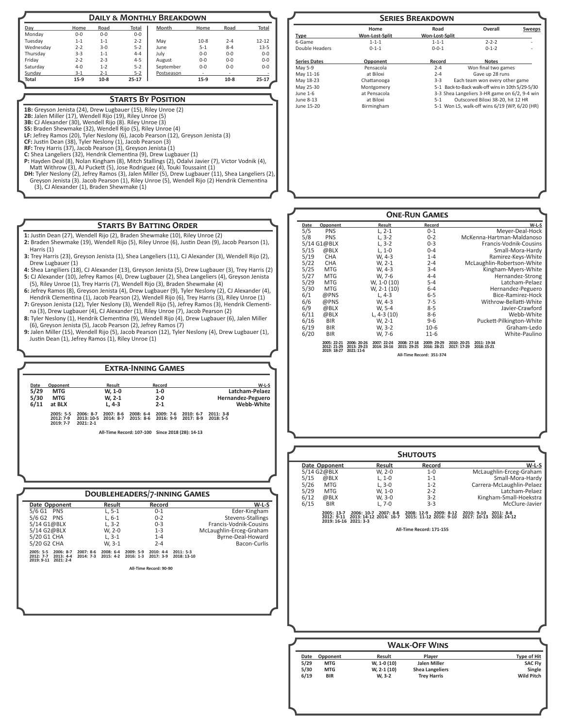## Daily & Monthly Breakdown

| Day | Home | Road | Total |
|---|---|---|---|
| Monday | 0-0 | 0-0 | 0-0 |
| Tuesday | 1-1 | 1-1 | 2-2 |
| Wednesday | 2-2 | 3-0 | 5-2 |
| Thursday | 3-3 | 1-1 | 4-4 |
| Friday | 2-2 | 2-3 | 4-5 |
| Saturday | 4-0 | 1-2 | 5-2 |
| Sunday | 3-1 | 2-1 | 5-2 |
| **Total** | **15-9** | **10-8** | **25-17** |

| Month | Home | Road | Total |
|---|---|---|---|
| May | 10-8 | 2-4 | 12-12 |
| June | 5-1 | 8-4 | 13-5 |
| July | 0-0 | 0-0 | 0-0 |
| August | 0-0 | 0-0 | 0-0 |
| September | 0-0 | 0-0 | 0-0 |
| Postseason | - | - | - |
| | **15-9** | **10-8** | **25-17** |

## Starts By Position

**1B:** Greyson Jenista (24), Drew Lugbauer (15), Riley Unroe (2)
**2B:** Jalen Miller (17), Wendell Rijo (19), Riley Unroe (5)
**3B:** CJ Alexander (30), Wendell Rijo (8). Riley Unroe (3)
**SS:** Braden Shewmake (32), Wendell Rijo (5), Riley Unroe (4)
**LF:** Jefrey Ramos (20), Tyler Neslony (6), Jacob Pearson (12), Greyson Jenista (3)
**CF:** Justin Dean (38), Tyler Neslony (1), Jacob Pearson (3)
**RF:** Trey Harris (37), Jacob Pearson (3), Greyson Jenista (1)
**C:** Shea Langeliers (32), Hendrik Clementina (9), Drew Lugbauer (1)
**P:** Hayden Deal (8), Nolan Kingham (8), Mitch Stallings (2), Odalvi Javier (7), Victor Vodnik (4), Matt Withrow (3), AJ Puckett (5), Jose Rodriguez (4), Touki Toussaint (1)
**DH:** Tyler Neslony (2), Jefrey Ramos (3), Jalen Miller (5), Drew Lugbauer (11), Shea Langeliers (2), Greyson Jenista (3). Jacob Pearson (1), Riley Unroe (5), Wendell Rijo (2) Hendrik Clementina (3), CJ Alexander (1), Braden Shewmake (1)

## Starts By Batting Order

**1:** Justin Dean (27), Wendell Rijo (2), Braden Shewmake (10), Riley Unroe (2)
**2:** Braden Shewmake (19), Wendell Rijo (5), Riley Unroe (6), Justin Dean (9), Jacob Pearson (1), Harris (1)
**3:** Trey Harris (23), Greyson Jenista (1), Shea Langeliers (11), CJ Alexander (3), Wendell Rijo (2), Drew Lugbauer (1)
**4:** Shea Langiliers (18), CJ Alexander (13), Greyson Jenista (5), Drew Lugbauer (3), Trey Harris (2)
**5:** CJ Alexander (10), Jefrey Ramos (4), Drew Lugbauer (2), Shea Langeliers (4), Greyson Jenista (5), Riley Unroe (1), Trey Harris (7), Wendell Rijo (3), Braden Shewmake (4)
**6:** Jefrey Ramos (8), Greyson Jenista (4), Drew Lugbauer (4), Tyler Neslony (2), CJ Alexander (4), Hendrik Clementina (1), Jacob Pearson (2), Wendell Rijo (6), Trey Harris (3), Riley Unroe (1)
**7:** Greyson Jenista (12), Tyler Neslony (3), Wendell Rijo (5), Jefrey Ramos (3), Hendrik Clementina (3), Drew Lugbauer (4), CJ Alexander (1), Riley Unroe (7), Jacob Pearson (2)
**8:** Tyler Neslony (1), Hendrik Clementina (9), Wendell Rijo (4), Drew Lugbauer (6), Jalen Miller (6), Greyson Jenista (5), Jacob Pearson (2), Jefrey Ramos (7)
**9:** Jalen Miller (15), Wendell Rijo (5), Jacob Pearson (12), Tyler Neslony (4), Drew Lugbauer (1), Justin Dean (1), Jefrey Ramos (1), Riley Unroe (1)

## Extra-Inning Games

| Date | Opponent | Result | Record | W-L-S |
|---|---|---|---|---|
| **5/29** | **MTG** | **W, 1-0** | **1-0** | **Latcham-Pelaez** |
| **5/30** | **MTG** | **W, 2-1** | **2-0** | **Hernandez-Peguero** |
| **6/11** | **at BLX** | **L, 4-3** | **2-1** | **Webb-White** |

2005: 5-5 2006: 8-7 2007: 8-6 2008: 6-4 2009: 7-6 2010: 6-7 2011: 3-8 2012: 7-9 2013: 10-5 2014: 8-7 2015: 8-6 2016: 9-9 2017: 8-9 2018: 5-5 2019: 7-7 2021: 2-1

All-Time Record: 107-100 Since 2018 (2B): 14-13

## Doubleheaders/7-inning Games

| Date | Opponent | Result | Record | W-L-S |
|---|---|---|---|---|
| 5/6 G1 | PNS | L, 5-1 | 0-1 | Eder-Kingham |
| 5/6 G2 | PNS | L, 6-1 | 0-2 | Stevens-Stallings |
| 5/14 G1 | @BLX | L, 3-2 | 0-3 | Francis-Vodnik-Cousins |
| 5/14 G2 | @BLX | W, 2-0 | 1-3 | McLaughlin-Erceg-Graham |
| 5/20 G1 | CHA | L, 3-1 | 1-4 | Byrne-Deal-Howard |
| 5/20 G2 | CHA | W, 3-1 | 2-4 | Bacon-Curlis |

2005: 5-5 2006: 8-7 2007: 8-6 2008: 6-4 2009: 5-9 2010: 4-4 2011: 5-3 2012: 7-7 2013: 4-4 2014: 7-3 2015: 4-2 2016: 1-3 2017: 3-9 2018: 13-10 2019: 9-11 2021: 2-4

All-Time Record: 90-90

## Series Breakdown

| Type | Home Won-Lost-Split | Road Won-Lost-Split | Overall | Sweeps |
|---|---|---|---|---|
| 6-Game | 1-1-1 | 1-1-1 | 2-2-2 | - |
| Double Headers | 0-1-1 | 0-0-1 | 0-1-2 | - |

| Series Dates | Opponent | Record | Notes |
|---|---|---|---|
| May 5-9 | Pensacola | 2-4 | Won final two games |
| May 11-16 | at Biloxi | 2-4 | Gave up 28 runs |
| May 18-23 | Chattanooga | 3-3 | Each team won every other game |
| May 25-30 | Montgomery | 5-1 | Back-to-Back walk-off wins in 10th 5/29-5/30 |
| June 1-6 | at Pensacola | 3-3 | Shea Langeliers 3-HR game on 6/2, 9-4 win |
| June 8-13 | at Biloxi | 5-1 | Outscored Biloxi 38-20, hit 12 HR |
| June 15-20 | Birmingham | 5-1 | Won L5, walk-off wins 6/19 (WP, 6/20 (HR) |

## One-Run Games

| Date | Opponent | Result | Record | W-L-S |
|---|---|---|---|---|
| 5/5 | PNS | L, 2-1 | 0-1 | Meyer-Deal-Hock |
| 5/8 | PNS | L, 3-2 | 0-2 | McKenna-Hartman-Maldanoso |
| 5/14 G1 | @BLX | L, 3-2 | 0-3 | Francis-Vodnik-Cousins |
| 5/15 | @BLX | L, 1-0 | 0-4 | Small-Mora-Hardy |
| 5/19 | CHA | W, 4-3 | 1-4 | Ramirez-Keys-White |
| 5/22 | CHA | W, 2-1 | 2-4 | McLaughlin-Robertson-White |
| 5/25 | MTG | W, 4-3 | 3-4 | Kingham-Myers-White |
| 5/27 | MTG | W, 7-6 | 4-4 | Hernandez-Strong |
| 5/29 | MTG | W, 1-0 (10) | 5-4 | Latcham-Pelaez |
| 5/30 | MTG | W, 2-1 (10) | 6-4 | Hernandez-Peguero |
| 6/1 | @PNS | L, 4-3 | 6-5 | Bice-Ramirez-Hock |
| 6/6 | @PNS | W, 4-3 | 7-5 | Withrow-Bellatti-White |
| 6/9 | @BLX | W, 5-4 | 8-5 | Javier-Crawford |
| 6/11 | @BLX | L, 4-3 (10) | 8-6 | Webb-White |
| 6/16 | BIR | W, 2-1 | 9-6 | Puckett-Pilkington-White |
| 6/19 | BIR | W, 3-2 | 10-6 | Graham-Ledo |
| 6/20 | BIR | W, 7-6 | 11-6 | White-Paulino |

2005: 22-21 2006: 20-26 2007: 22-24 2008: 27-18 2009: 29-29 2010: 20-25 2011: 19-34 2012: 21-29 2013: 29-23 2014: 24-16 2015: 29-25 2016: 28-21 2017: 17-29 2018: 15-21 2019: 18-27 2021: 11-6

All-Time Record: 351-374

## Shutouts

| Date | Opponent | Result | Record | W-L-S |
|---|---|---|---|---|
| 5/14 G2 | @BLX | W, 2-0 | 1-0 | McLaughlin-Erceg-Graham |
| 5/15 | @BLX | L, 1-0 | 1-1 | Small-Mora-Hardy |
| 5/26 | MTG | L, 3-0 | 1-2 | Carrera-McLaughlin-Pelaez |
| 5/29 | MTG | W, 1-0 | 2-2 | Latcham-Pelaez |
| 6/12 | @BLX | W, 3-0 | 3-2 | Kingham-Small-Hoekstra |
| 6/15 | BIR | L, 7-0 | 3-3 | McClure-Javier |

2005: 13-7 2006: 10-7 2007: 8-8 2008: 12-9 2009: 8-12 2010: 9-10 2011: 8-8 2012: 9-11 2013: 14-12 2014: 16-7 2015: 11-12 2016: 9-10 2017: 10-13 2018: 14-12 2019: 16-16 2021: 3-3

All-Time Record: 171-155

## Walk-Off Wins

| Date | Opponent | Result | Player | Type of Hit |
|---|---|---|---|---|
| **5/29** | **MTG** | **W, 1-0 (10)** | **Jalen Miller** | **SAC Fly** |
| **5/30** | **MTG** | **W, 2-1 (10)** | **Shea Langeliers** | **Single** |
| **6/19** | **BIR** | **W, 3-2** | **Trey Harris** | **Wild Pitch** |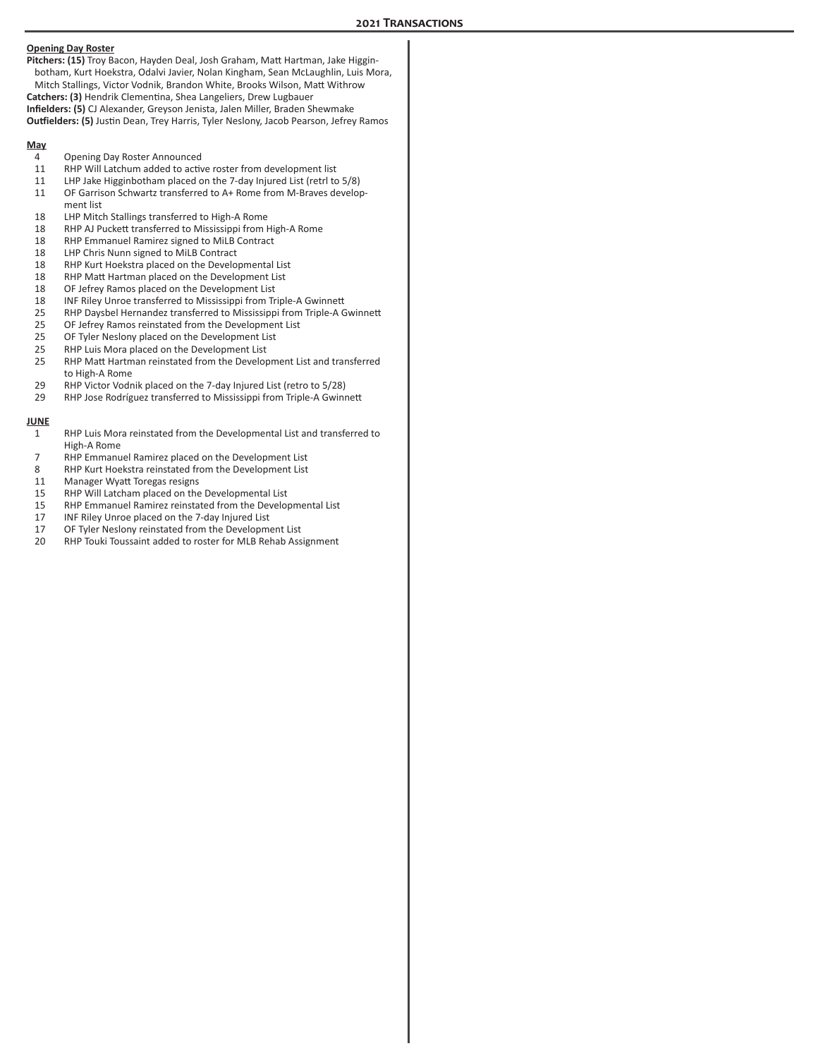# 2021 Transactions

**Opening Day Roster**

**Pitchers: (15)** Troy Bacon, Hayden Deal, Josh Graham, Matt Hartman, Jake Higginbotham, Kurt Hoekstra, Odalvi Javier, Nolan Kingham, Sean McLaughlin, Luis Mora, Mitch Stallings, Victor Vodnik, Brandon White, Brooks Wilson, Matt Withrow

**Catchers: (3)** Hendrik Clementina, Shea Langeliers, Drew Lugbauer

**Infielders: (5)** CJ Alexander, Greyson Jenista, Jalen Miller, Braden Shewmake

**Outfielders: (5)** Justin Dean, Trey Harris, Tyler Neslony, Jacob Pearson, Jefrey Ramos

**May**

| | |
|---|---|
| 4 | Opening Day Roster Announced |
| 11 | RHP Will Latchum added to active roster from development list |
| 11 | LHP Jake Higginbotham placed on the 7-day Injured List (retrl to 5/8) |
| 11 | OF Garrison Schwartz transferred to A+ Rome from M-Braves development list |
| 18 | LHP Mitch Stallings transferred to High-A Rome |
| 18 | RHP AJ Puckett transferred to Mississippi from High-A Rome |
| 18 | RHP Emmanuel Ramirez signed to MiLB Contract |
| 18 | LHP Chris Nunn signed to MiLB Contract |
| 18 | RHP Kurt Hoekstra placed on the Developmental List |
| 18 | RHP Matt Hartman placed on the Development List |
| 18 | OF Jefrey Ramos placed on the Development List |
| 18 | INF Riley Unroe transferred to Mississippi from Triple-A Gwinnett |
| 25 | RHP Daysbel Hernandez transferred to Mississippi from Triple-A Gwinnett |
| 25 | OF Jefrey Ramos reinstated from the Development List |
| 25 | OF Tyler Neslony placed on the Development List |
| 25 | RHP Luis Mora placed on the Development List |
| 25 | RHP Matt Hartman reinstated from the Development List and transferred to High-A Rome |
| 29 | RHP Victor Vodnik placed on the 7-day Injured List (retro to 5/28) |
| 29 | RHP Jose Rodríguez transferred to Mississippi from Triple-A Gwinnett |

**JUNE**

| | |
|---|---|
| 1 | RHP Luis Mora reinstated from the Developmental List and transferred to High-A Rome |
| 7 | RHP Emmanuel Ramirez placed on the Development List |
| 8 | RHP Kurt Hoekstra reinstated from the Development List |
| 11 | Manager Wyatt Toregas resigns |
| 15 | RHP Will Latcham placed on the Developmental List |
| 15 | RHP Emmanuel Ramirez reinstated from the Developmental List |
| 17 | INF Riley Unroe placed on the 7-day Injured List |
| 17 | OF Tyler Neslony reinstated from the Development List |
| 20 | RHP Touki Toussaint added to roster for MLB Rehab Assignment |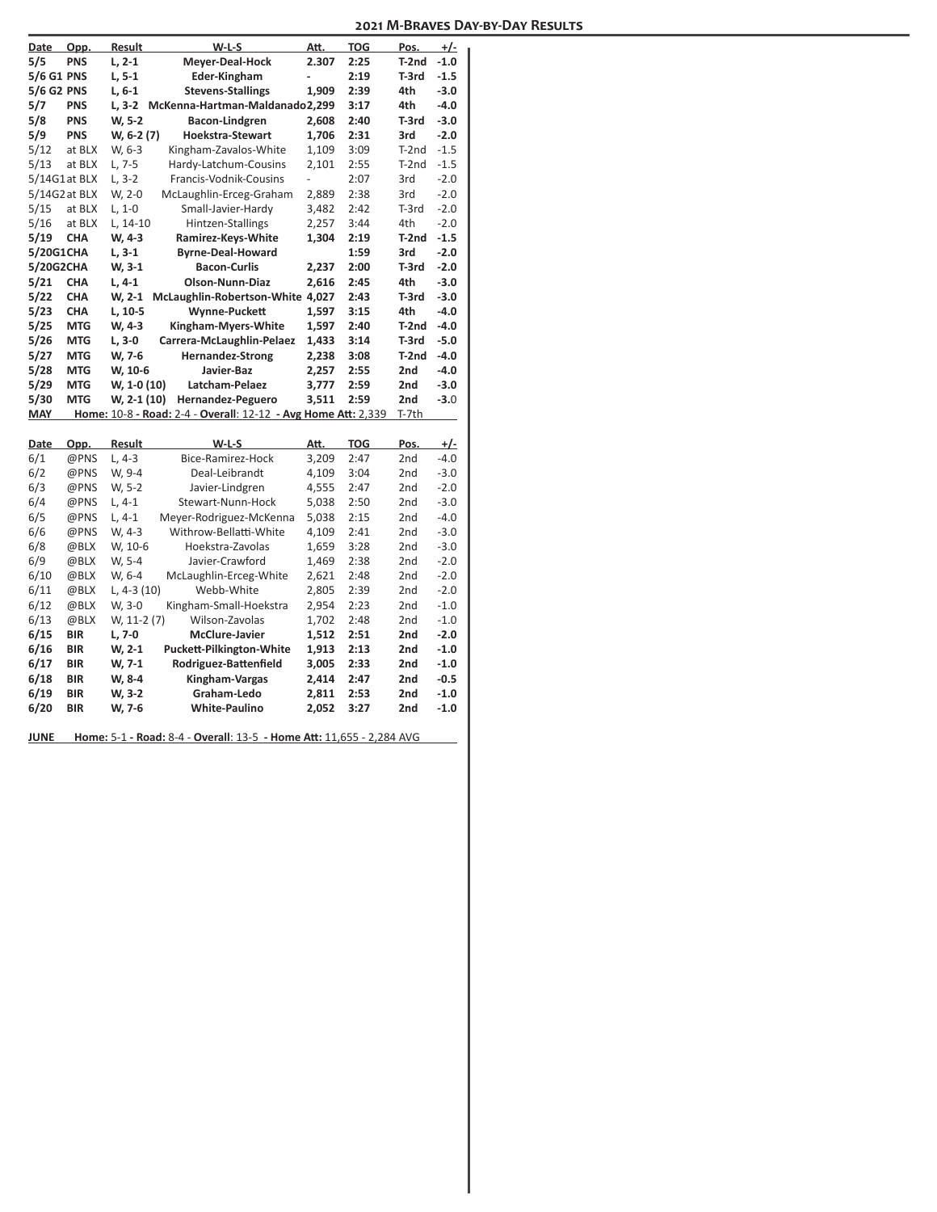## 2021 M-Braves Day-by-Day Results

| Date | Opp. | Result | W-L-S | Att. | TOG | Pos. | +/- |
|---|---|---|---|---|---|---|---|
| **5/5** | **PNS** | **L, 2-1** | **Meyer-Deal-Hock** | **2.307** | **2:25** | **T-2nd** | **-1.0** |
| **5/6 G1** | **PNS** | **L, 5-1** | **Eder-Kingham** | **-** | **2:19** | **T-3rd** | **-1.5** |
| **5/6 G2** | **PNS** | **L, 6-1** | **Stevens-Stallings** | **1,909** | **2:39** | **4th** | **-3.0** |
| **5/7** | **PNS** | **L, 3-2** | **McKenna-Hartman-Maldanado** | **2,299** | **3:17** | **4th** | **-4.0** |
| **5/8** | **PNS** | **W, 5-2** | **Bacon-Lindgren** | **2,608** | **2:40** | **T-3rd** | **-3.0** |
| **5/9** | **PNS** | **W, 6-2 (7)** | **Hoekstra-Stewart** | **1,706** | **2:31** | **3rd** | **-2.0** |
| 5/12 | at BLX | W, 6-3 | Kingham-Zavalos-White | 1,109 | 3:09 | T-2nd | -1.5 |
| 5/13 | at BLX | L, 7-5 | Hardy-Latchum-Cousins | 2,101 | 2:55 | T-2nd | -1.5 |
| 5/14G1 | at BLX | L, 3-2 | Francis-Vodnik-Cousins | - | 2:07 | 3rd | -2.0 |
| 5/14G2 | at BLX | W, 2-0 | McLaughlin-Erceg-Graham | 2,889 | 2:38 | 3rd | -2.0 |
| 5/15 | at BLX | L, 1-0 | Small-Javier-Hardy | 3,482 | 2:42 | T-3rd | -2.0 |
| 5/16 | at BLX | L, 14-10 | Hintzen-Stallings | 2,257 | 3:44 | 4th | -2.0 |
| **5/19** | **CHA** | **W, 4-3** | **Ramirez-Keys-White** | **1,304** | **2:19** | **T-2nd** | **-1.5** |
| **5/20G1** | **CHA** | **L, 3-1** | **Byrne-Deal-Howard** | | **1:59** | **3rd** | **-2.0** |
| **5/20G2** | **CHA** | **W, 3-1** | **Bacon-Curlis** | **2,237** | **2:00** | **T-3rd** | **-2.0** |
| **5/21** | **CHA** | **L, 4-1** | **Olson-Nunn-Diaz** | **2,616** | **2:45** | **4th** | **-3.0** |
| **5/22** | **CHA** | **W, 2-1** | **McLaughlin-Robertson-White** | **4,027** | **2:43** | **T-3rd** | **-3.0** |
| **5/23** | **CHA** | **L, 10-5** | **Wynne-Puckett** | **1,597** | **3:15** | **4th** | **-4.0** |
| **5/25** | **MTG** | **W, 4-3** | **Kingham-Myers-White** | **1,597** | **2:40** | **T-2nd** | **-4.0** |
| **5/26** | **MTG** | **L, 3-0** | **Carrera-McLaughlin-Pelaez** | **1,433** | **3:14** | **T-3rd** | **-5.0** |
| **5/27** | **MTG** | **W, 7-6** | **Hernandez-Strong** | **2,238** | **3:08** | **T-2nd** | **-4.0** |
| **5/28** | **MTG** | **W, 10-6** | **Javier-Baz** | **2,257** | **2:55** | **2nd** | **-4.0** |
| **5/29** | **MTG** | **W, 1-0 (10)** | **Latcham-Pelaez** | **3,777** | **2:59** | **2nd** | **-3.0** |
| **5/30** | **MTG** | **W, 2-1 (10)** | **Hernandez-Peguero** | **3,511** | **2:59** | **2nd** | **-3.0** |
| **MAY** | | **Home:** 10-8 - **Road:** 2-4 - **Overall**: 12-12 - **Avg Home Att:** 2,339 | | | | T-7th | |

| Date | Opp. | Result | W-L-S | Att. | TOG | Pos. | +/- |
|---|---|---|---|---|---|---|---|
| 6/1 | @PNS | L, 4-3 | Bice-Ramirez-Hock | 3,209 | 2:47 | 2nd | -4.0 |
| 6/2 | @PNS | W, 9-4 | Deal-Leibrandt | 4,109 | 3:04 | 2nd | -3.0 |
| 6/3 | @PNS | W, 5-2 | Javier-Lindgren | 4,555 | 2:47 | 2nd | -2.0 |
| 6/4 | @PNS | L, 4-1 | Stewart-Nunn-Hock | 5,038 | 2:50 | 2nd | -3.0 |
| 6/5 | @PNS | L, 4-1 | Meyer-Rodriguez-McKenna | 5,038 | 2:15 | 2nd | -4.0 |
| 6/6 | @PNS | W, 4-3 | Withrow-Bellatti-White | 4,109 | 2:41 | 2nd | -3.0 |
| 6/8 | @BLX | W, 10-6 | Hoekstra-Zavolas | 1,659 | 3:28 | 2nd | -3.0 |
| 6/9 | @BLX | W, 5-4 | Javier-Crawford | 1,469 | 2:38 | 2nd | -2.0 |
| 6/10 | @BLX | W, 6-4 | McLaughlin-Erceg-White | 2,621 | 2:48 | 2nd | -2.0 |
| 6/11 | @BLX | L, 4-3 (10) | Webb-White | 2,805 | 2:39 | 2nd | -2.0 |
| 6/12 | @BLX | W, 3-0 | Kingham-Small-Hoekstra | 2,954 | 2:23 | 2nd | -1.0 |
| 6/13 | @BLX | W, 11-2 (7) | Wilson-Zavolas | 1,702 | 2:48 | 2nd | -1.0 |
| **6/15** | **BIR** | **L, 7-0** | **McClure-Javier** | **1,512** | **2:51** | **2nd** | **-2.0** |
| **6/16** | **BIR** | **W, 2-1** | **Puckett-Pilkington-White** | **1,913** | **2:13** | **2nd** | **-1.0** |
| **6/17** | **BIR** | **W, 7-1** | **Rodriguez-Battenfield** | **3,005** | **2:33** | **2nd** | **-1.0** |
| **6/18** | **BIR** | **W, 8-4** | **Kingham-Vargas** | **2,414** | **2:47** | **2nd** | **-0.5** |
| **6/19** | **BIR** | **W, 3-2** | **Graham-Ledo** | **2,811** | **2:53** | **2nd** | **-1.0** |
| **6/20** | **BIR** | **W, 7-6** | **White-Paulino** | **2,052** | **3:27** | **2nd** | **-1.0** |
| **JUNE** | | **Home:** 5-1 - **Road:** 8-4 - **Overall**: 13-5 - **Home Att:** 11,655 - 2,284 AVG | | | | | |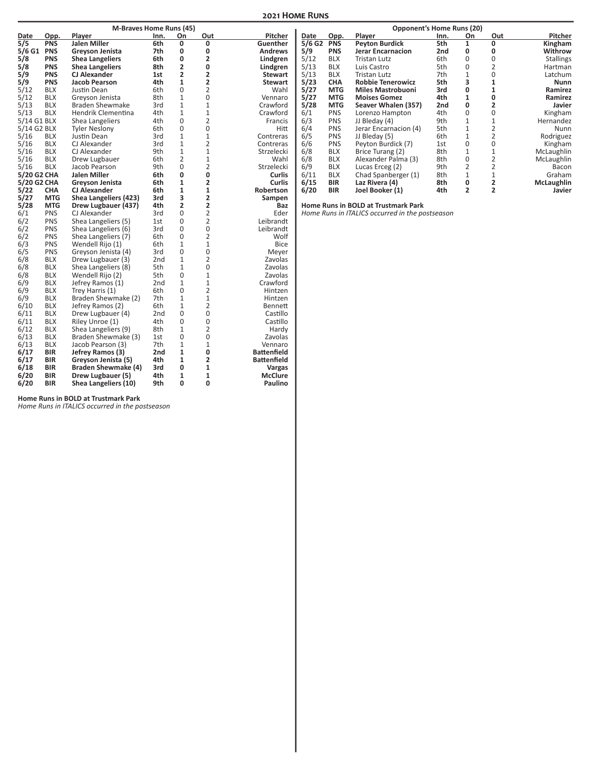## 2021 Home Runs

**M-Braves Home Runs (45)**

| Date | Opp. | Player | Inn. | On | Out | Pitcher |
|---|---|---|---|---|---|---|
| **5/5** | **PNS** | **Jalen Miller** | **6th** | **0** | **0** | **Guenther** |
| **5/6 G1** | **PNS** | **Greyson Jenista** | **7th** | **0** | **0** | **Andrews** |
| **5/8** | **PNS** | **Shea Langeliers** | **6th** | **0** | **2** | **Lindgren** |
| **5/8** | **PNS** | **Shea Langeliers** | **8th** | **2** | **0** | **Lindgren** |
| **5/9** | **PNS** | **CJ Alexander** | **1st** | **2** | **2** | **Stewart** |
| **5/9** | **PNS** | **Jacob Pearson** | **4th** | **1** | **2** | **Stewart** |
| 5/12 | BLX | Justin Dean | 6th | 0 | 2 | Wahl |
| 5/12 | BLX | Greyson Jenista | 8th | 1 | 0 | Vennaro |
| 5/13 | BLX | Braden Shewmake | 3rd | 1 | 1 | Crawford |
| 5/13 | BLX | Hendrik Clementina | 4th | 1 | 1 | Crawford |
| 5/14 G1 | BLX | Shea Langeliers | 4th | 0 | 2 | Francis |
| 5/14 G2 | BLX | Tyler Neslony | 6th | 0 | 0 | Hitt |
| 5/16 | BLX | Justin Dean | 3rd | 1 | 1 | Contreras |
| 5/16 | BLX | CJ Alexander | 3rd | 1 | 2 | Contreras |
| 5/16 | BLX | CJ Alexander | 9th | 1 | 1 | Strzelecki |
| 5/16 | BLX | Drew Lugbauer | 6th | 2 | 1 | Wahl |
| 5/16 | BLX | Jacob Pearson | 9th | 0 | 2 | Strzelecki |
| **5/20 G2** | **CHA** | **Jalen Miller** | **6th** | **0** | **0** | **Curlis** |
| **5/20 G2** | **CHA** | **Greyson Jenista** | **6th** | **1** | **2** | **Curlis** |
| **5/22** | **CHA** | **CJ Alexander** | **6th** | **1** | **1** | **Robertson** |
| **5/27** | **MTG** | **Shea Langeliers (423)** | **3rd** | **3** | **2** | **Sampen** |
| **5/28** | **MTG** | **Drew Lugbauer (437)** | **4th** | **2** | **2** | **Baz** |
| 6/1 | PNS | CJ Alexander | 3rd | 0 | 2 | Eder |
| 6/2 | PNS | Shea Langeliers (5) | 1st | 0 | 2 | Leibrandt |
| 6/2 | PNS | Shea Langeliers (6) | 3rd | 0 | 0 | Leibrandt |
| 6/2 | PNS | Shea Langeliers (7) | 6th | 0 | 2 | Wolf |
| 6/3 | PNS | Wendell Rijo (1) | 6th | 1 | 1 | Bice |
| 6/5 | PNS | Greyson Jenista (4) | 3rd | 0 | 0 | Meyer |
| 6/8 | BLX | Drew Lugbauer (3) | 2nd | 1 | 2 | Zavolas |
| 6/8 | BLX | Shea Langeliers (8) | 5th | 1 | 0 | Zavolas |
| 6/8 | BLX | Wendell Rijo (2) | 5th | 0 | 1 | Zavolas |
| 6/9 | BLX | Jefrey Ramos (1) | 2nd | 1 | 1 | Crawford |
| 6/9 | BLX | Trey Harris (1) | 6th | 0 | 2 | Hintzen |
| 6/9 | BLX | Braden Shewmake (2) | 7th | 1 | 1 | Hintzen |
| 6/10 | BLX | Jefrey Ramos (2) | 6th | 1 | 2 | Bennett |
| 6/11 | BLX | Drew Lugbauer (4) | 2nd | 0 | 0 | Castillo |
| 6/11 | BLX | Riley Unroe (1) | 4th | 0 | 0 | Castillo |
| 6/12 | BLX | Shea Langeliers (9) | 8th | 1 | 2 | Hardy |
| 6/13 | BLX | Braden Shewmake (3) | 1st | 0 | 0 | Zavolas |
| 6/13 | BLX | Jacob Pearson (3) | 7th | 1 | 1 | Vennaro |
| **6/17** | **BIR** | **Jefrey Ramos (3)** | **2nd** | **1** | **0** | **Battenfield** |
| **6/17** | **BIR** | **Greyson Jenista (5)** | **4th** | **1** | **2** | **Battenfield** |
| **6/18** | **BIR** | **Braden Shewmake (4)** | **3rd** | **0** | **1** | **Vargas** |
| **6/20** | **BIR** | **Drew Lugbauer (5)** | **4th** | **1** | **1** | **McClure** |
| **6/20** | **BIR** | **Shea Langeliers (10)** | **9th** | **0** | **0** | **Paulino** |

**Home Runs in BOLD at Trustmark Park**
*Home Runs in ITALICS occurred in the postseason*

**Opponent's Home Runs (20)**

| Date | Opp. | Player | Inn. | On | Out | Pitcher |
|---|---|---|---|---|---|---|
| **5/6 G2** | **PNS** | **Peyton Burdick** | **5th** | **1** | **0** | **Kingham** |
| **5/9** | **PNS** | **Jerar Encarnacion** | **2nd** | **0** | **0** | **Withrow** |
| 5/12 | BLX | Tristan Lutz | 6th | 0 | 0 | Stallings |
| 5/13 | BLX | Luis Castro | 5th | 0 | 2 | Hartman |
| 5/13 | BLX | Tristan Lutz | 7th | 1 | 0 | Latchum |
| **5/23** | **CHA** | **Robbie Tenerowicz** | **5th** | **3** | **1** | **Nunn** |
| **5/27** | **MTG** | **Miles Mastrobuoni** | **3rd** | **0** | **1** | **Ramirez** |
| **5/27** | **MTG** | **Moises Gomez** | **4th** | **1** | **0** | **Ramirez** |
| **5/28** | **MTG** | **Seaver Whalen (357)** | **2nd** | **0** | **2** | **Javier** |
| 6/1 | PNS | Lorenzo Hampton | 4th | 0 | 0 | Kingham |
| 6/3 | PNS | JJ Bleday (4) | 9th | 1 | 1 | Hernandez |
| 6/4 | PNS | Jerar Encarnacion (4) | 5th | 1 | 2 | Nunn |
| 6/5 | PNS | JJ Bleday (5) | 6th | 1 | 2 | Rodriguez |
| 6/6 | PNS | Peyton Burdick (7) | 1st | 0 | 0 | Kingham |
| 6/8 | BLX | Brice Turang (2) | 8th | 1 | 1 | McLaughlin |
| 6/8 | BLX | Alexander Palma (3) | 8th | 0 | 2 | McLaughlin |
| 6/9 | BLX | Lucas Erceg (2) | 9th | 2 | 2 | Bacon |
| 6/11 | BLX | Chad Spanberger (1) | 8th | 1 | 1 | Graham |
| **6/15** | **BIR** | **Laz Rivera (4)** | **8th** | **0** | **2** | **McLaughlin** |
| **6/20** | **BIR** | **Joel Booker (1)** | **4th** | **2** | **2** | **Javier** |

**Home Runs in BOLD at Trustmark Park**
*Home Runs in ITALICS occurred in the postseason*